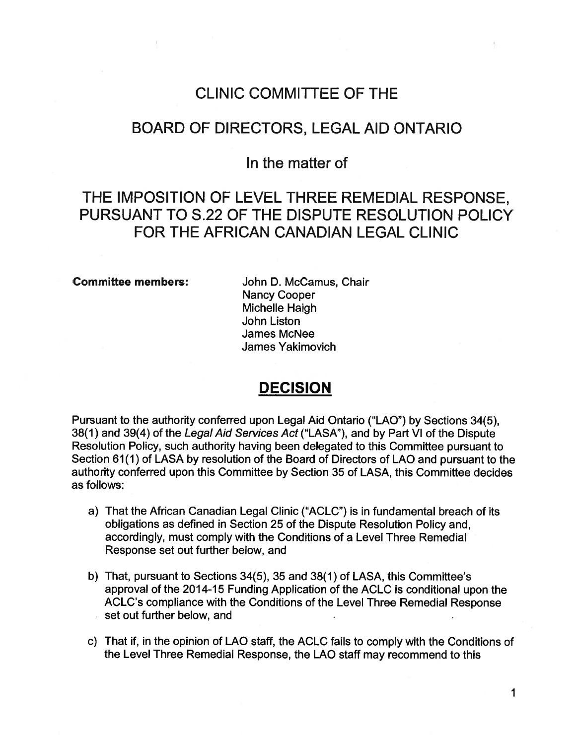# CLINIC COMMITTEE OF THE

# BOARD OF DIRECTORS, LEGAL AID ONTARIO

## In the matter of

# THE IMPOSITION OF LEVEL THREE REMEDIAL RESPONSE, PURSUANT TO S.22 OF THE DISPUTE RESOLUTION POLICY FOR THE AFRICAN CANADIAN LEGAL CLINIC

**Committee members:**

John D. McCamus, Chair
Nancy Cooper
Michelle Haigh
John Liston
James McNee
James Yakimovich

## DECISION

Pursuant to the authority conferred upon Legal Aid Ontario ("LAO") by Sections 34(5), 38(1) and 39(4) of the *Legal Aid Services Act* ("LASA"), and by Part VI of the Dispute Resolution Policy, such authority having been delegated to this Committee pursuant to Section 61(1) of LASA by resolution of the Board of Directors of LAO and pursuant to the authority conferred upon this Committee by Section 35 of LASA, this Committee decides as follows:

a) That the African Canadian Legal Clinic ("ACLC") is in fundamental breach of its obligations as defined in Section 25 of the Dispute Resolution Policy and, accordingly, must comply with the Conditions of a Level Three Remedial Response set out further below, and

b) That, pursuant to Sections 34(5), 35 and 38(1) of LASA, this Committee's approval of the 2014-15 Funding Application of the ACLC is conditional upon the ACLC's compliance with the Conditions of the Level Three Remedial Response set out further below, and

c) That if, in the opinion of LAO staff, the ACLC fails to comply with the Conditions of the Level Three Remedial Response, the LAO staff may recommend to this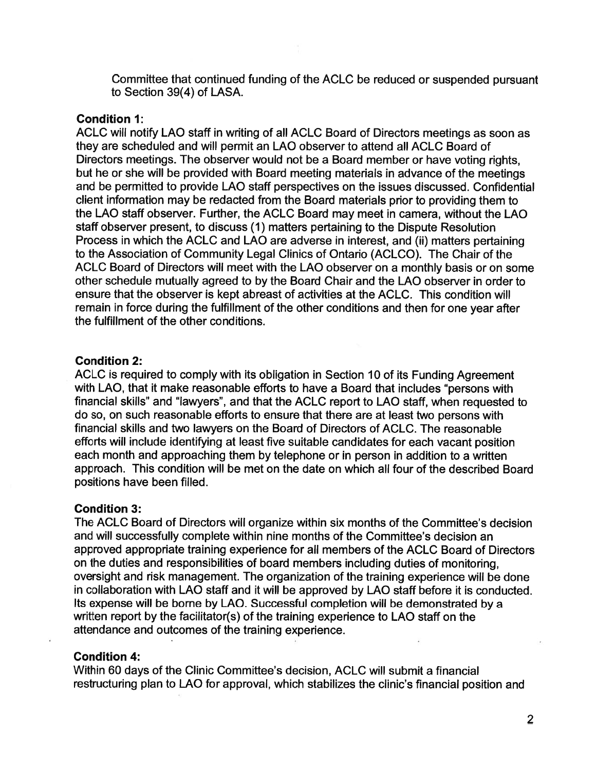Committee that continued funding of the ACLC be reduced or suspended pursuant to Section 39(4) of LASA.

**Condition 1:**
ACLC will notify LAO staff in writing of all ACLC Board of Directors meetings as soon as they are scheduled and will permit an LAO observer to attend all ACLC Board of Directors meetings. The observer would not be a Board member or have voting rights, but he or she will be provided with Board meeting materials in advance of the meetings and be permitted to provide LAO staff perspectives on the issues discussed. Confidential client information may be redacted from the Board materials prior to providing them to the LAO staff observer. Further, the ACLC Board may meet in camera, without the LAO staff observer present, to discuss (1) matters pertaining to the Dispute Resolution Process in which the ACLC and LAO are adverse in interest, and (ii) matters pertaining to the Association of Community Legal Clinics of Ontario (ACLCO). The Chair of the ACLC Board of Directors will meet with the LAO observer on a monthly basis or on some other schedule mutually agreed to by the Board Chair and the LAO observer in order to ensure that the observer is kept abreast of activities at the ACLC. This condition will remain in force during the fulfillment of the other conditions and then for one year after the fulfillment of the other conditions.

**Condition 2:**
ACLC is required to comply with its obligation in Section 10 of its Funding Agreement with LAO, that it make reasonable efforts to have a Board that includes "persons with financial skills" and "lawyers", and that the ACLC report to LAO staff, when requested to do so, on such reasonable efforts to ensure that there are at least two persons with financial skills and two lawyers on the Board of Directors of ACLC. The reasonable efforts will include identifying at least five suitable candidates for each vacant position each month and approaching them by telephone or in person in addition to a written approach. This condition will be met on the date on which all four of the described Board positions have been filled.

**Condition 3:**
The ACLC Board of Directors will organize within six months of the Committee's decision and will successfully complete within nine months of the Committee's decision an approved appropriate training experience for all members of the ACLC Board of Directors on the duties and responsibilities of board members including duties of monitoring, oversight and risk management. The organization of the training experience will be done in collaboration with LAO staff and it will be approved by LAO staff before it is conducted. Its expense will be borne by LAO. Successful completion will be demonstrated by a written report by the facilitator(s) of the training experience to LAO staff on the attendance and outcomes of the training experience.

**Condition 4:**
Within 60 days of the Clinic Committee's decision, ACLC will submit a financial restructuring plan to LAO for approval, which stabilizes the clinic's financial position and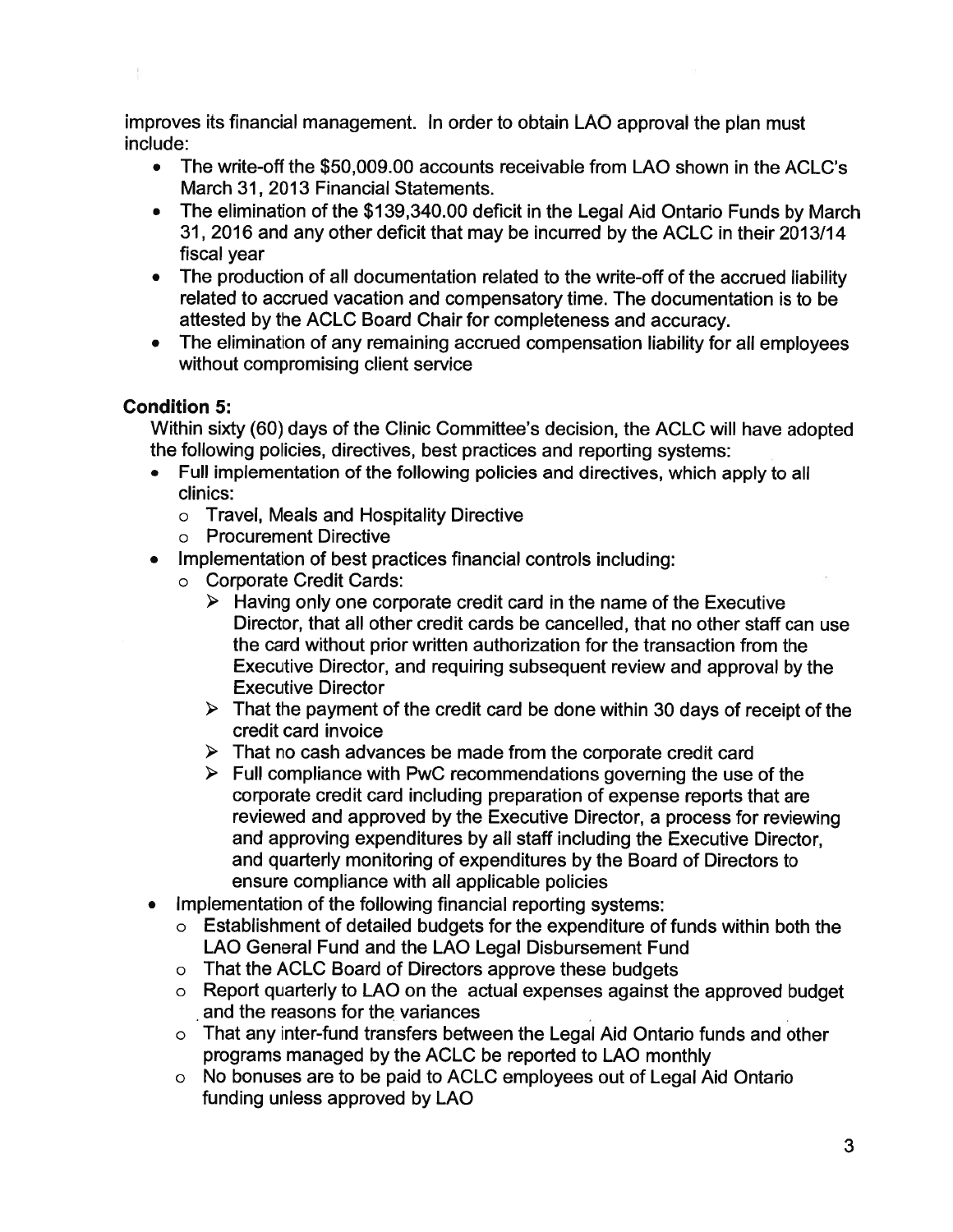improves its financial management. In order to obtain LAO approval the plan must include:

- The write-off the $50,009.00 accounts receivable from LAO shown in the ACLC's March 31, 2013 Financial Statements.
- The elimination of the $139,340.00 deficit in the Legal Aid Ontario Funds by March 31, 2016 and any other deficit that may be incurred by the ACLC in their 2013/14 fiscal year
- The production of all documentation related to the write-off of the accrued liability related to accrued vacation and compensatory time. The documentation is to be attested by the ACLC Board Chair for completeness and accuracy.
- The elimination of any remaining accrued compensation liability for all employees without compromising client service

**Condition 5:**

Within sixty (60) days of the Clinic Committee's decision, the ACLC will have adopted the following policies, directives, best practices and reporting systems:

- Full implementation of the following policies and directives, which apply to all clinics:
  - Travel, Meals and Hospitality Directive
  - Procurement Directive
- Implementation of best practices financial controls including:
  - Corporate Credit Cards:
    - Having only one corporate credit card in the name of the Executive Director, that all other credit cards be cancelled, that no other staff can use the card without prior written authorization for the transaction from the Executive Director, and requiring subsequent review and approval by the Executive Director
    - That the payment of the credit card be done within 30 days of receipt of the credit card invoice
    - That no cash advances be made from the corporate credit card
    - Full compliance with PwC recommendations governing the use of the corporate credit card including preparation of expense reports that are reviewed and approved by the Executive Director, a process for reviewing and approving expenditures by all staff including the Executive Director, and quarterly monitoring of expenditures by the Board of Directors to ensure compliance with all applicable policies
- Implementation of the following financial reporting systems:
  - Establishment of detailed budgets for the expenditure of funds within both the LAO General Fund and the LAO Legal Disbursement Fund
  - That the ACLC Board of Directors approve these budgets
  - Report quarterly to LAO on the actual expenses against the approved budget and the reasons for the variances
  - That any inter-fund transfers between the Legal Aid Ontario funds and other programs managed by the ACLC be reported to LAO monthly
  - No bonuses are to be paid to ACLC employees out of Legal Aid Ontario funding unless approved by LAO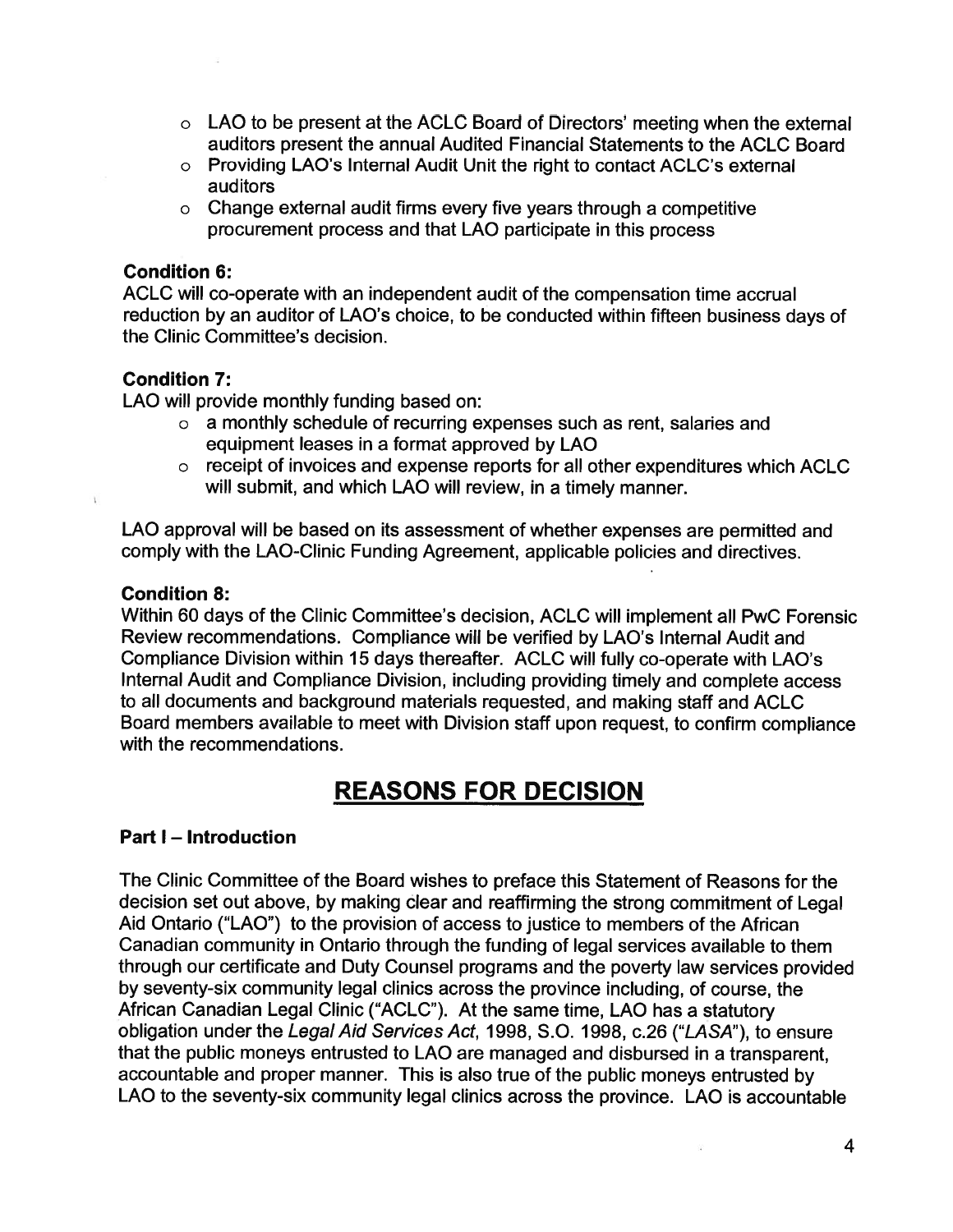- LAO to be present at the ACLC Board of Directors' meeting when the external auditors present the annual Audited Financial Statements to the ACLC Board
- Providing LAO's Internal Audit Unit the right to contact ACLC's external auditors
- Change external audit firms every five years through a competitive procurement process and that LAO participate in this process

**Condition 6:**
ACLC will co-operate with an independent audit of the compensation time accrual reduction by an auditor of LAO's choice, to be conducted within fifteen business days of the Clinic Committee's decision.

**Condition 7:**
LAO will provide monthly funding based on:

- a monthly schedule of recurring expenses such as rent, salaries and equipment leases in a format approved by LAO
- receipt of invoices and expense reports for all other expenditures which ACLC will submit, and which LAO will review, in a timely manner.

LAO approval will be based on its assessment of whether expenses are permitted and comply with the LAO-Clinic Funding Agreement, applicable policies and directives.

**Condition 8:**
Within 60 days of the Clinic Committee's decision, ACLC will implement all PwC Forensic Review recommendations. Compliance will be verified by LAO's Internal Audit and Compliance Division within 15 days thereafter. ACLC will fully co-operate with LAO's Internal Audit and Compliance Division, including providing timely and complete access to all documents and background materials requested, and making staff and ACLC Board members available to meet with Division staff upon request, to confirm compliance with the recommendations.

# REASONS FOR DECISION

**Part I – Introduction**

The Clinic Committee of the Board wishes to preface this Statement of Reasons for the decision set out above, by making clear and reaffirming the strong commitment of Legal Aid Ontario ("LAO") to the provision of access to justice to members of the African Canadian community in Ontario through the funding of legal services available to them through our certificate and Duty Counsel programs and the poverty law services provided by seventy-six community legal clinics across the province including, of course, the African Canadian Legal Clinic ("ACLC"). At the same time, LAO has a statutory obligation under the *Legal Aid Services Act*, 1998, S.O. 1998, c.26 ("*LASA*"), to ensure that the public moneys entrusted to LAO are managed and disbursed in a transparent, accountable and proper manner. This is also true of the public moneys entrusted by LAO to the seventy-six community legal clinics across the province. LAO is accountable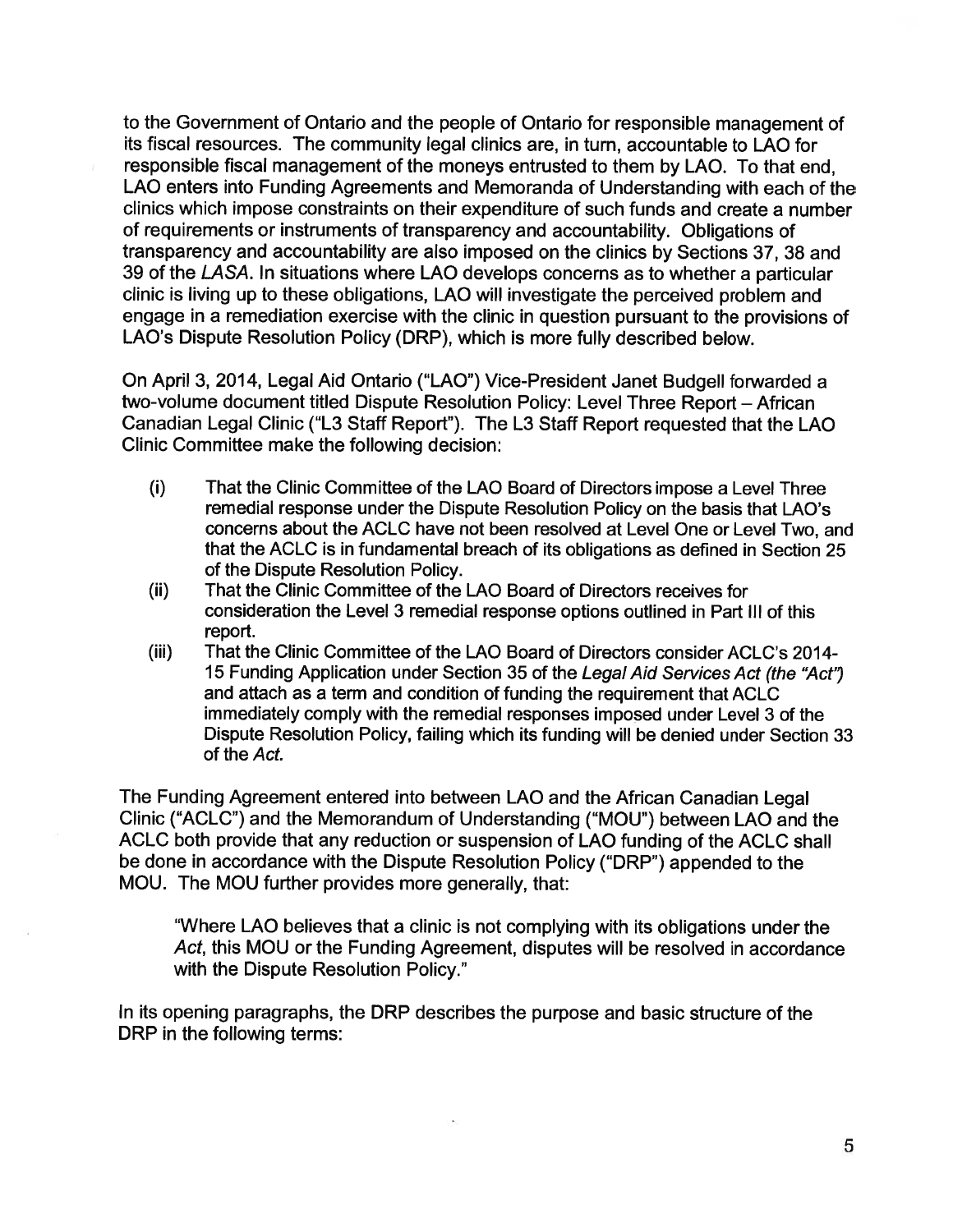to the Government of Ontario and the people of Ontario for responsible management of its fiscal resources. The community legal clinics are, in turn, accountable to LAO for responsible fiscal management of the moneys entrusted to them by LAO. To that end, LAO enters into Funding Agreements and Memoranda of Understanding with each of the clinics which impose constraints on their expenditure of such funds and create a number of requirements or instruments of transparency and accountability. Obligations of transparency and accountability are also imposed on the clinics by Sections 37, 38 and 39 of the *LASA*. In situations where LAO develops concerns as to whether a particular clinic is living up to these obligations, LAO will investigate the perceived problem and engage in a remediation exercise with the clinic in question pursuant to the provisions of LAO's Dispute Resolution Policy (DRP), which is more fully described below.

On April 3, 2014, Legal Aid Ontario ("LAO") Vice-President Janet Budgell forwarded a two-volume document titled Dispute Resolution Policy: Level Three Report – African Canadian Legal Clinic ("L3 Staff Report"). The L3 Staff Report requested that the LAO Clinic Committee make the following decision:

(i) That the Clinic Committee of the LAO Board of Directors impose a Level Three remedial response under the Dispute Resolution Policy on the basis that LAO's concerns about the ACLC have not been resolved at Level One or Level Two, and that the ACLC is in fundamental breach of its obligations as defined in Section 25 of the Dispute Resolution Policy.

(ii) That the Clinic Committee of the LAO Board of Directors receives for consideration the Level 3 remedial response options outlined in Part III of this report.

(iii) That the Clinic Committee of the LAO Board of Directors consider ACLC's 2014-15 Funding Application under Section 35 of the *Legal Aid Services Act (the "Act")* and attach as a term and condition of funding the requirement that ACLC immediately comply with the remedial responses imposed under Level 3 of the Dispute Resolution Policy, failing which its funding will be denied under Section 33 of the *Act*.

The Funding Agreement entered into between LAO and the African Canadian Legal Clinic ("ACLC") and the Memorandum of Understanding ("MOU") between LAO and the ACLC both provide that any reduction or suspension of LAO funding of the ACLC shall be done in accordance with the Dispute Resolution Policy ("DRP") appended to the MOU. The MOU further provides more generally, that:

> "Where LAO believes that a clinic is not complying with its obligations under the *Act*, this MOU or the Funding Agreement, disputes will be resolved in accordance with the Dispute Resolution Policy."

In its opening paragraphs, the DRP describes the purpose and basic structure of the DRP in the following terms: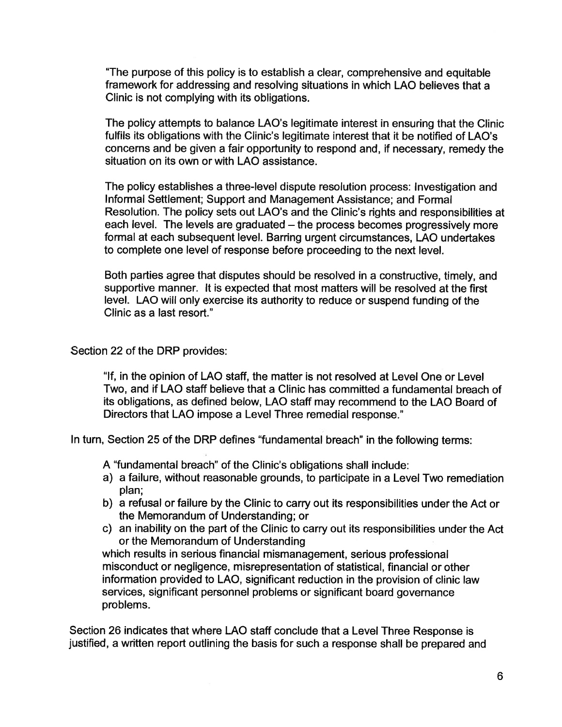> "The purpose of this policy is to establish a clear, comprehensive and equitable framework for addressing and resolving situations in which LAO believes that a Clinic is not complying with its obligations.
>
> The policy attempts to balance LAO's legitimate interest in ensuring that the Clinic fulfils its obligations with the Clinic's legitimate interest that it be notified of LAO's concerns and be given a fair opportunity to respond and, if necessary, remedy the situation on its own or with LAO assistance.
>
> The policy establishes a three-level dispute resolution process: Investigation and Informal Settlement; Support and Management Assistance; and Formal Resolution. The policy sets out LAO's and the Clinic's rights and responsibilities at each level. The levels are graduated – the process becomes progressively more formal at each subsequent level. Barring urgent circumstances, LAO undertakes to complete one level of response before proceeding to the next level.
>
> Both parties agree that disputes should be resolved in a constructive, timely, and supportive manner. It is expected that most matters will be resolved at the first level. LAO will only exercise its authority to reduce or suspend funding of the Clinic as a last resort."

Section 22 of the DRP provides:

> "If, in the opinion of LAO staff, the matter is not resolved at Level One or Level Two, and if LAO staff believe that a Clinic has committed a fundamental breach of its obligations, as defined below, LAO staff may recommend to the LAO Board of Directors that LAO impose a Level Three remedial response."

In turn, Section 25 of the DRP defines "fundamental breach" in the following terms:

> A "fundamental breach" of the Clinic's obligations shall include:
>
> a) a failure, without reasonable grounds, to participate in a Level Two remediation plan;
>
> b) a refusal or failure by the Clinic to carry out its responsibilities under the Act or the Memorandum of Understanding; or
>
> c) an inability on the part of the Clinic to carry out its responsibilities under the Act or the Memorandum of Understanding
>
> which results in serious financial mismanagement, serious professional misconduct or negligence, misrepresentation of statistical, financial or other information provided to LAO, significant reduction in the provision of clinic law services, significant personnel problems or significant board governance problems.

Section 26 indicates that where LAO staff conclude that a Level Three Response is justified, a written report outlining the basis for such a response shall be prepared and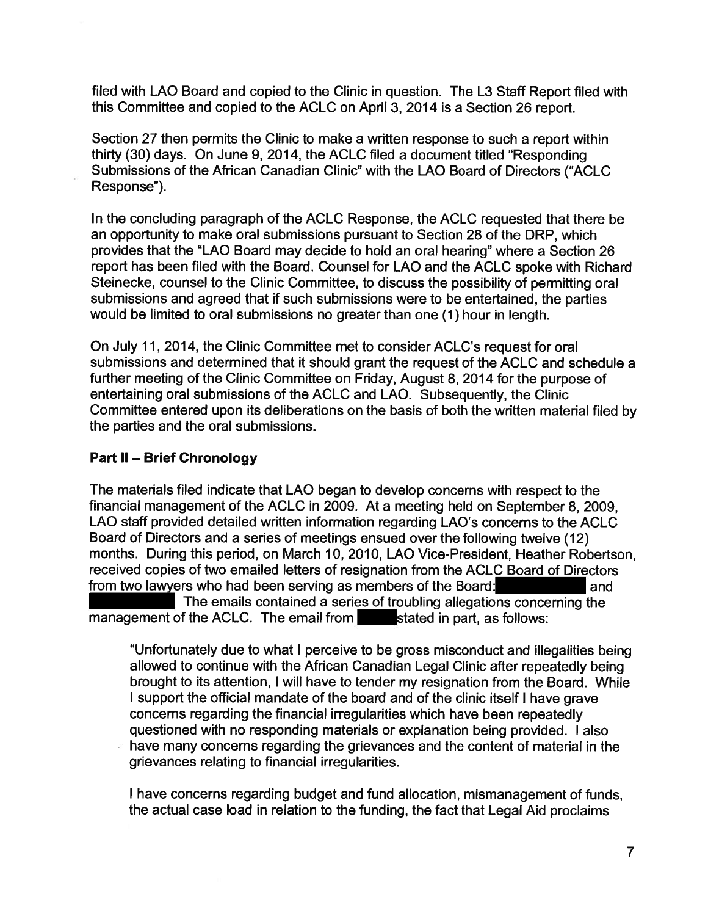filed with LAO Board and copied to the Clinic in question. The L3 Staff Report filed with this Committee and copied to the ACLC on April 3, 2014 is a Section 26 report.

Section 27 then permits the Clinic to make a written response to such a report within thirty (30) days. On June 9, 2014, the ACLC filed a document titled "Responding Submissions of the African Canadian Clinic" with the LAO Board of Directors ("ACLC Response").

In the concluding paragraph of the ACLC Response, the ACLC requested that there be an opportunity to make oral submissions pursuant to Section 28 of the DRP, which provides that the "LAO Board may decide to hold an oral hearing" where a Section 26 report has been filed with the Board. Counsel for LAO and the ACLC spoke with Richard Steinecke, counsel to the Clinic Committee, to discuss the possibility of permitting oral submissions and agreed that if such submissions were to be entertained, the parties would be limited to oral submissions no greater than one (1) hour in length.

On July 11, 2014, the Clinic Committee met to consider ACLC's request for oral submissions and determined that it should grant the request of the ACLC and schedule a further meeting of the Clinic Committee on Friday, August 8, 2014 for the purpose of entertaining oral submissions of the ACLC and LAO. Subsequently, the Clinic Committee entered upon its deliberations on the basis of both the written material filed by the parties and the oral submissions.

## Part II – Brief Chronology

The materials filed indicate that LAO began to develop concerns with respect to the financial management of the ACLC in 2009. At a meeting held on September 8, 2009, LAO staff provided detailed written information regarding LAO's concerns to the ACLC Board of Directors and a series of meetings ensued over the following twelve (12) months. During this period, on March 10, 2010, LAO Vice-President, Heather Robertson, received copies of two emailed letters of resignation from the ACLC Board of Directors from two lawyers who had been serving as members of the Board: ██████ and ██████. The emails contained a series of troubling allegations concerning the management of the ACLC. The email from ████ stated in part, as follows:

> "Unfortunately due to what I perceive to be gross misconduct and illegalities being allowed to continue with the African Canadian Legal Clinic after repeatedly being brought to its attention, I will have to tender my resignation from the Board. While I support the official mandate of the board and of the clinic itself I have grave concerns regarding the financial irregularities which have been repeatedly questioned with no responding materials or explanation being provided. I also have many concerns regarding the grievances and the content of material in the grievances relating to financial irregularities.
>
> I have concerns regarding budget and fund allocation, mismanagement of funds, the actual case load in relation to the funding, the fact that Legal Aid proclaims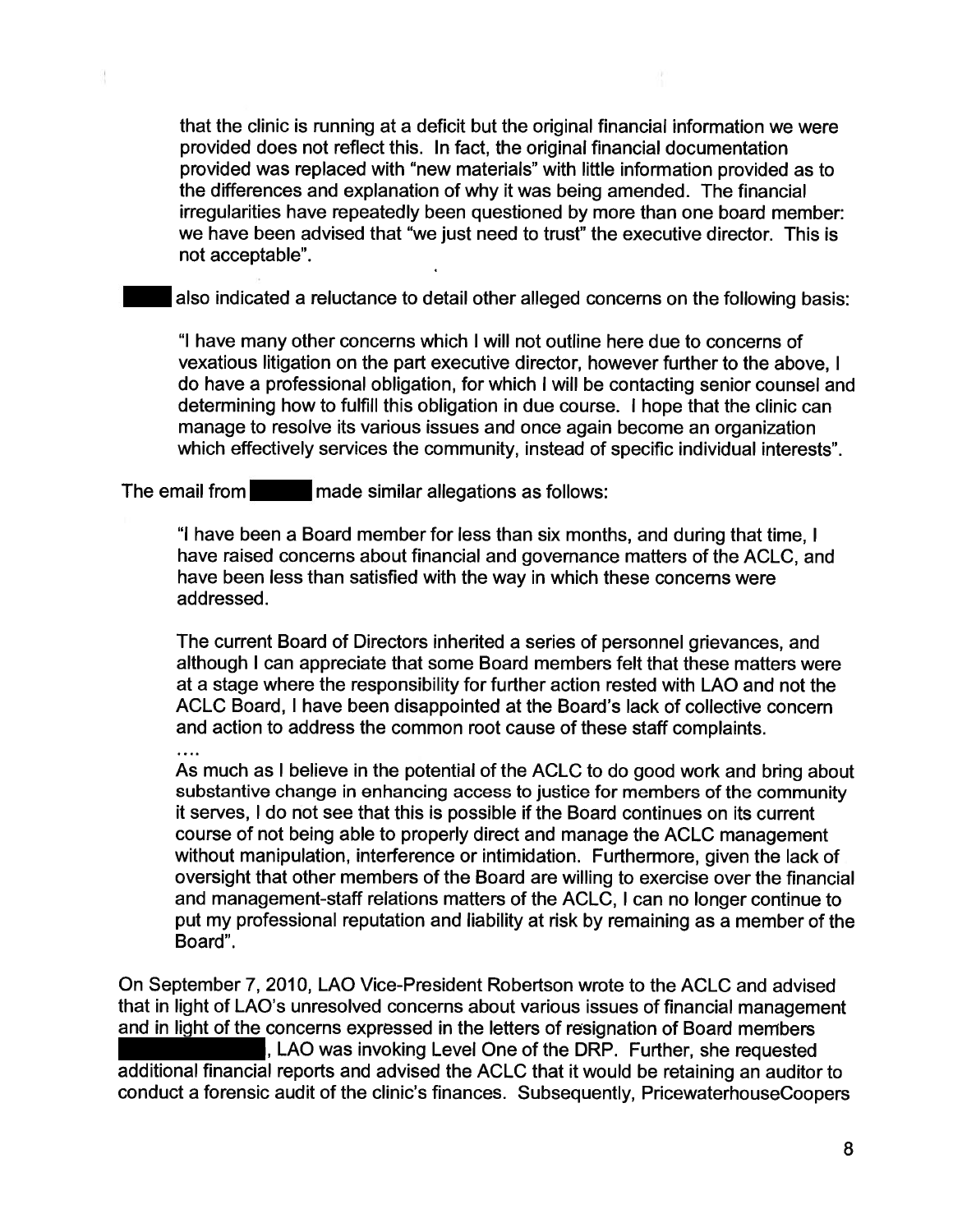that the clinic is running at a deficit but the original financial information we were provided does not reflect this. In fact, the original financial documentation provided was replaced with "new materials" with little information provided as to the differences and explanation of why it was being amended. The financial irregularities have repeatedly been questioned by more than one board member: we have been advised that "we just need to trust" the executive director. This is not acceptable".

██████ also indicated a reluctance to detail other alleged concerns on the following basis:

> "I have many other concerns which I will not outline here due to concerns of vexatious litigation on the part executive director, however further to the above, I do have a professional obligation, for which I will be contacting senior counsel and determining how to fulfill this obligation in due course. I hope that the clinic can manage to resolve its various issues and once again become an organization which effectively services the community, instead of specific individual interests".

The email from ██████ made similar allegations as follows:

> "I have been a Board member for less than six months, and during that time, I have raised concerns about financial and governance matters of the ACLC, and have been less than satisfied with the way in which these concerns were addressed.
>
> The current Board of Directors inherited a series of personnel grievances, and although I can appreciate that some Board members felt that these matters were at a stage where the responsibility for further action rested with LAO and not the ACLC Board, I have been disappointed at the Board's lack of collective concern and action to address the common root cause of these staff complaints.
>
> ....
>
> As much as I believe in the potential of the ACLC to do good work and bring about substantive change in enhancing access to justice for members of the community it serves, I do not see that this is possible if the Board continues on its current course of not being able to properly direct and manage the ACLC management without manipulation, interference or intimidation. Furthermore, given the lack of oversight that other members of the Board are willing to exercise over the financial and management-staff relations matters of the ACLC, I can no longer continue to put my professional reputation and liability at risk by remaining as a member of the Board".

On September 7, 2010, LAO Vice-President Robertson wrote to the ACLC and advised that in light of LAO's unresolved concerns about various issues of financial management and in light of the concerns expressed in the letters of resignation of Board members ██████████, LAO was invoking Level One of the DRP. Further, she requested additional financial reports and advised the ACLC that it would be retaining an auditor to conduct a forensic audit of the clinic's finances. Subsequently, PricewaterhouseCoopers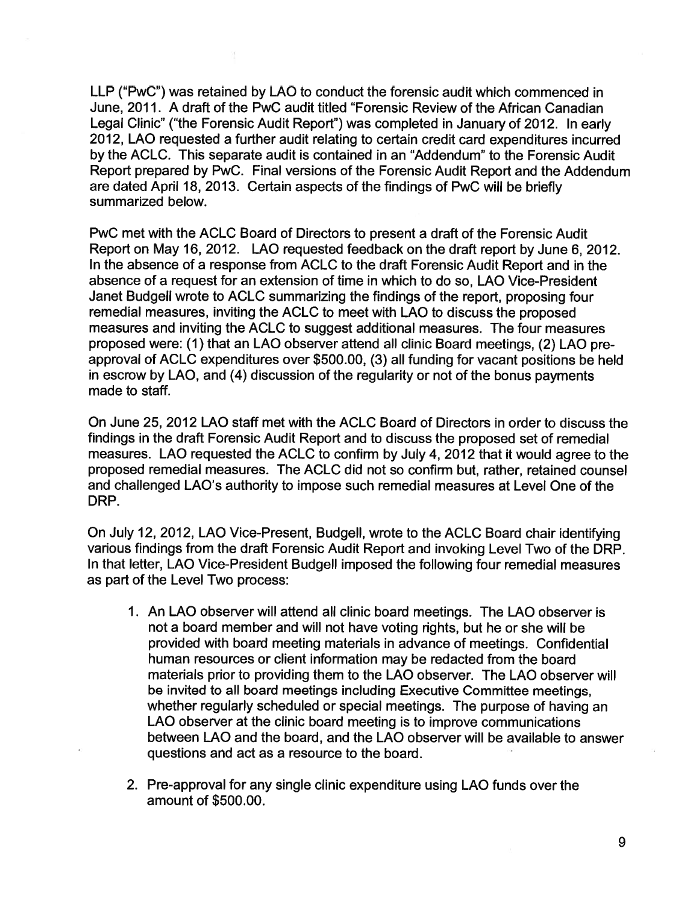LLP ("PwC") was retained by LAO to conduct the forensic audit which commenced in June, 2011. A draft of the PwC audit titled "Forensic Review of the African Canadian Legal Clinic" ("the Forensic Audit Report") was completed in January of 2012. In early 2012, LAO requested a further audit relating to certain credit card expenditures incurred by the ACLC. This separate audit is contained in an "Addendum" to the Forensic Audit Report prepared by PwC. Final versions of the Forensic Audit Report and the Addendum are dated April 18, 2013. Certain aspects of the findings of PwC will be briefly summarized below.

PwC met with the ACLC Board of Directors to present a draft of the Forensic Audit Report on May 16, 2012. LAO requested feedback on the draft report by June 6, 2012. In the absence of a response from ACLC to the draft Forensic Audit Report and in the absence of a request for an extension of time in which to do so, LAO Vice-President Janet Budgell wrote to ACLC summarizing the findings of the report, proposing four remedial measures, inviting the ACLC to meet with LAO to discuss the proposed measures and inviting the ACLC to suggest additional measures. The four measures proposed were: (1) that an LAO observer attend all clinic Board meetings, (2) LAO pre-approval of ACLC expenditures over $500.00, (3) all funding for vacant positions be held in escrow by LAO, and (4) discussion of the regularity or not of the bonus payments made to staff.

On June 25, 2012 LAO staff met with the ACLC Board of Directors in order to discuss the findings in the draft Forensic Audit Report and to discuss the proposed set of remedial measures. LAO requested the ACLC to confirm by July 4, 2012 that it would agree to the proposed remedial measures. The ACLC did not so confirm but, rather, retained counsel and challenged LAO's authority to impose such remedial measures at Level One of the DRP.

On July 12, 2012, LAO Vice-Present, Budgell, wrote to the ACLC Board chair identifying various findings from the draft Forensic Audit Report and invoking Level Two of the DRP. In that letter, LAO Vice-President Budgell imposed the following four remedial measures as part of the Level Two process:

1. An LAO observer will attend all clinic board meetings. The LAO observer is not a board member and will not have voting rights, but he or she will be provided with board meeting materials in advance of meetings. Confidential human resources or client information may be redacted from the board materials prior to providing them to the LAO observer. The LAO observer will be invited to all board meetings including Executive Committee meetings, whether regularly scheduled or special meetings. The purpose of having an LAO observer at the clinic board meeting is to improve communications between LAO and the board, and the LAO observer will be available to answer questions and act as a resource to the board.

2. Pre-approval for any single clinic expenditure using LAO funds over the amount of $500.00.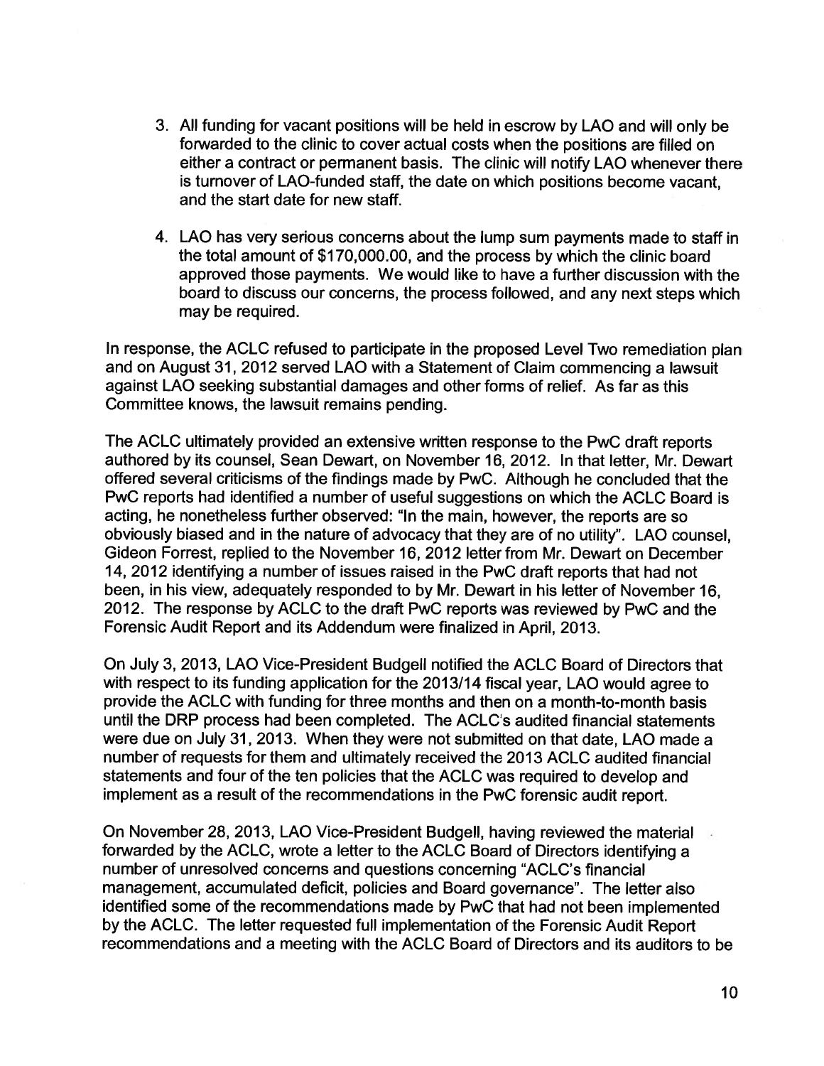3. All funding for vacant positions will be held in escrow by LAO and will only be forwarded to the clinic to cover actual costs when the positions are filled on either a contract or permanent basis. The clinic will notify LAO whenever there is turnover of LAO-funded staff, the date on which positions become vacant, and the start date for new staff.

4. LAO has very serious concerns about the lump sum payments made to staff in the total amount of $170,000.00, and the process by which the clinic board approved those payments. We would like to have a further discussion with the board to discuss our concerns, the process followed, and any next steps which may be required.

In response, the ACLC refused to participate in the proposed Level Two remediation plan and on August 31, 2012 served LAO with a Statement of Claim commencing a lawsuit against LAO seeking substantial damages and other forms of relief. As far as this Committee knows, the lawsuit remains pending.

The ACLC ultimately provided an extensive written response to the PwC draft reports authored by its counsel, Sean Dewart, on November 16, 2012. In that letter, Mr. Dewart offered several criticisms of the findings made by PwC. Although he concluded that the PwC reports had identified a number of useful suggestions on which the ACLC Board is acting, he nonetheless further observed: "In the main, however, the reports are so obviously biased and in the nature of advocacy that they are of no utility". LAO counsel, Gideon Forrest, replied to the November 16, 2012 letter from Mr. Dewart on December 14, 2012 identifying a number of issues raised in the PwC draft reports that had not been, in his view, adequately responded to by Mr. Dewart in his letter of November 16, 2012. The response by ACLC to the draft PwC reports was reviewed by PwC and the Forensic Audit Report and its Addendum were finalized in April, 2013.

On July 3, 2013, LAO Vice-President Budgell notified the ACLC Board of Directors that with respect to its funding application for the 2013/14 fiscal year, LAO would agree to provide the ACLC with funding for three months and then on a month-to-month basis until the DRP process had been completed. The ACLC's audited financial statements were due on July 31, 2013. When they were not submitted on that date, LAO made a number of requests for them and ultimately received the 2013 ACLC audited financial statements and four of the ten policies that the ACLC was required to develop and implement as a result of the recommendations in the PwC forensic audit report.

On November 28, 2013, LAO Vice-President Budgell, having reviewed the material forwarded by the ACLC, wrote a letter to the ACLC Board of Directors identifying a number of unresolved concerns and questions concerning "ACLC's financial management, accumulated deficit, policies and Board governance". The letter also identified some of the recommendations made by PwC that had not been implemented by the ACLC. The letter requested full implementation of the Forensic Audit Report recommendations and a meeting with the ACLC Board of Directors and its auditors to be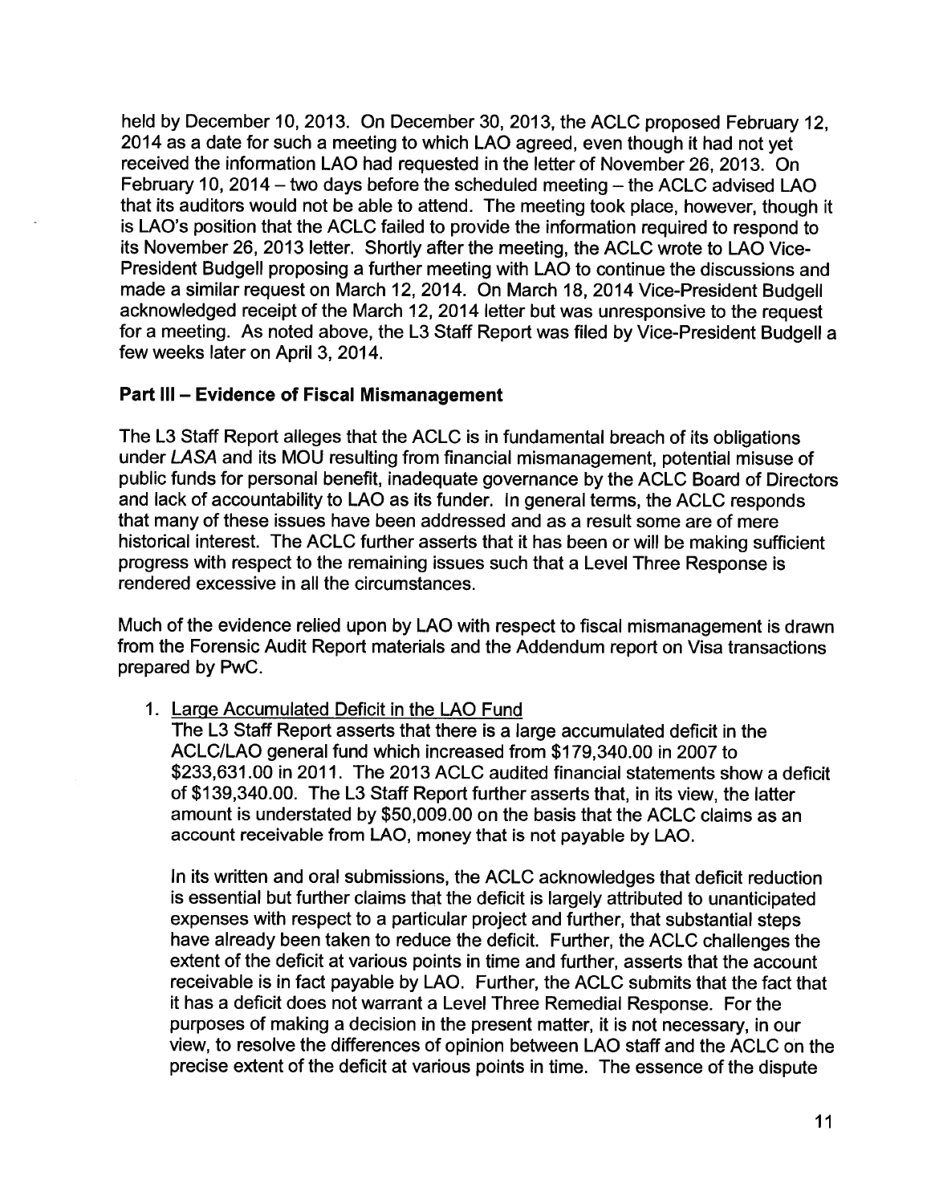held by December 10, 2013. On December 30, 2013, the ACLC proposed February 12, 2014 as a date for such a meeting to which LAO agreed, even though it had not yet received the information LAO had requested in the letter of November 26, 2013. On February 10, 2014 – two days before the scheduled meeting – the ACLC advised LAO that its auditors would not be able to attend. The meeting took place, however, though it is LAO's position that the ACLC failed to provide the information required to respond to its November 26, 2013 letter. Shortly after the meeting, the ACLC wrote to LAO Vice-President Budgell proposing a further meeting with LAO to continue the discussions and made a similar request on March 12, 2014. On March 18, 2014 Vice-President Budgell acknowledged receipt of the March 12, 2014 letter but was unresponsive to the request for a meeting. As noted above, the L3 Staff Report was filed by Vice-President Budgell a few weeks later on April 3, 2014.

### Part III – Evidence of Fiscal Mismanagement

The L3 Staff Report alleges that the ACLC is in fundamental breach of its obligations under *LASA* and its MOU resulting from financial mismanagement, potential misuse of public funds for personal benefit, inadequate governance by the ACLC Board of Directors and lack of accountability to LAO as its funder. In general terms, the ACLC responds that many of these issues have been addressed and as a result some are of mere historical interest. The ACLC further asserts that it has been or will be making sufficient progress with respect to the remaining issues such that a Level Three Response is rendered excessive in all the circumstances.

Much of the evidence relied upon by LAO with respect to fiscal mismanagement is drawn from the Forensic Audit Report materials and the Addendum report on Visa transactions prepared by PwC.

1. <u>Large Accumulated Deficit in the LAO Fund</u>
   The L3 Staff Report asserts that there is a large accumulated deficit in the ACLC/LAO general fund which increased from $179,340.00 in 2007 to $233,631.00 in 2011. The 2013 ACLC audited financial statements show a deficit of $139,340.00. The L3 Staff Report further asserts that, in its view, the latter amount is understated by $50,009.00 on the basis that the ACLC claims as an account receivable from LAO, money that is not payable by LAO.

   In its written and oral submissions, the ACLC acknowledges that deficit reduction is essential but further claims that the deficit is largely attributed to unanticipated expenses with respect to a particular project and further, that substantial steps have already been taken to reduce the deficit. Further, the ACLC challenges the extent of the deficit at various points in time and further, asserts that the account receivable is in fact payable by LAO. Further, the ACLC submits that the fact that it has a deficit does not warrant a Level Three Remedial Response. For the purposes of making a decision in the present matter, it is not necessary, in our view, to resolve the differences of opinion between LAO staff and the ACLC on the precise extent of the deficit at various points in time. The essence of the dispute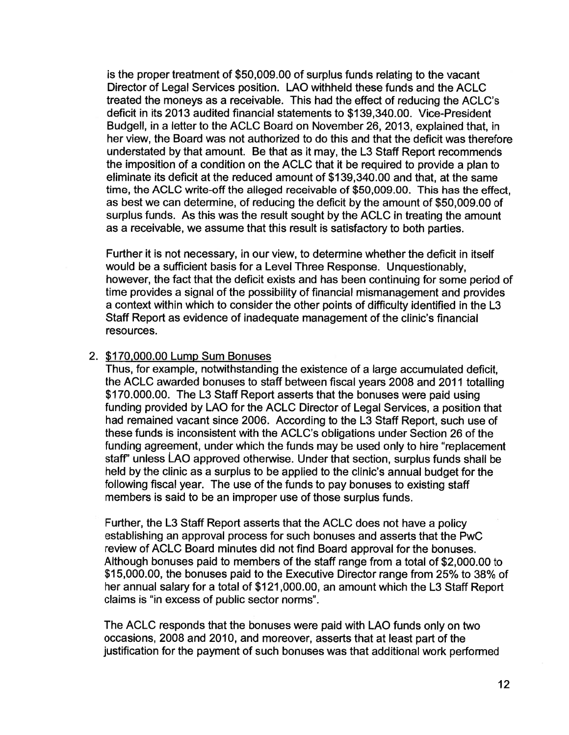is the proper treatment of $50,009.00 of surplus funds relating to the vacant Director of Legal Services position. LAO withheld these funds and the ACLC treated the moneys as a receivable. This had the effect of reducing the ACLC's deficit in its 2013 audited financial statements to $139,340.00. Vice-President Budgell, in a letter to the ACLC Board on November 26, 2013, explained that, in her view, the Board was not authorized to do this and that the deficit was therefore understated by that amount. Be that as it may, the L3 Staff Report recommends the imposition of a condition on the ACLC that it be required to provide a plan to eliminate its deficit at the reduced amount of $139,340.00 and that, at the same time, the ACLC write-off the alleged receivable of $50,009.00. This has the effect, as best we can determine, of reducing the deficit by the amount of $50,009.00 of surplus funds. As this was the result sought by the ACLC in treating the amount as a receivable, we assume that this result is satisfactory to both parties.

Further it is not necessary, in our view, to determine whether the deficit in itself would be a sufficient basis for a Level Three Response. Unquestionably, however, the fact that the deficit exists and has been continuing for some period of time provides a signal of the possibility of financial mismanagement and provides a context within which to consider the other points of difficulty identified in the L3 Staff Report as evidence of inadequate management of the clinic's financial resources.

2. <u>$170,000.00 Lump Sum Bonuses</u>

Thus, for example, notwithstanding the existence of a large accumulated deficit, the ACLC awarded bonuses to staff between fiscal years 2008 and 2011 totalling $170.000.00. The L3 Staff Report asserts that the bonuses were paid using funding provided by LAO for the ACLC Director of Legal Services, a position that had remained vacant since 2006. According to the L3 Staff Report, such use of these funds is inconsistent with the ACLC's obligations under Section 26 of the funding agreement, under which the funds may be used only to hire "replacement staff" unless LAO approved otherwise. Under that section, surplus funds shall be held by the clinic as a surplus to be applied to the clinic's annual budget for the following fiscal year. The use of the funds to pay bonuses to existing staff members is said to be an improper use of those surplus funds.

Further, the L3 Staff Report asserts that the ACLC does not have a policy establishing an approval process for such bonuses and asserts that the PwC review of ACLC Board minutes did not find Board approval for the bonuses. Although bonuses paid to members of the staff range from a total of $2,000.00 to $15,000.00, the bonuses paid to the Executive Director range from 25% to 38% of her annual salary for a total of $121,000.00, an amount which the L3 Staff Report claims is "in excess of public sector norms".

The ACLC responds that the bonuses were paid with LAO funds only on two occasions, 2008 and 2010, and moreover, asserts that at least part of the justification for the payment of such bonuses was that additional work performed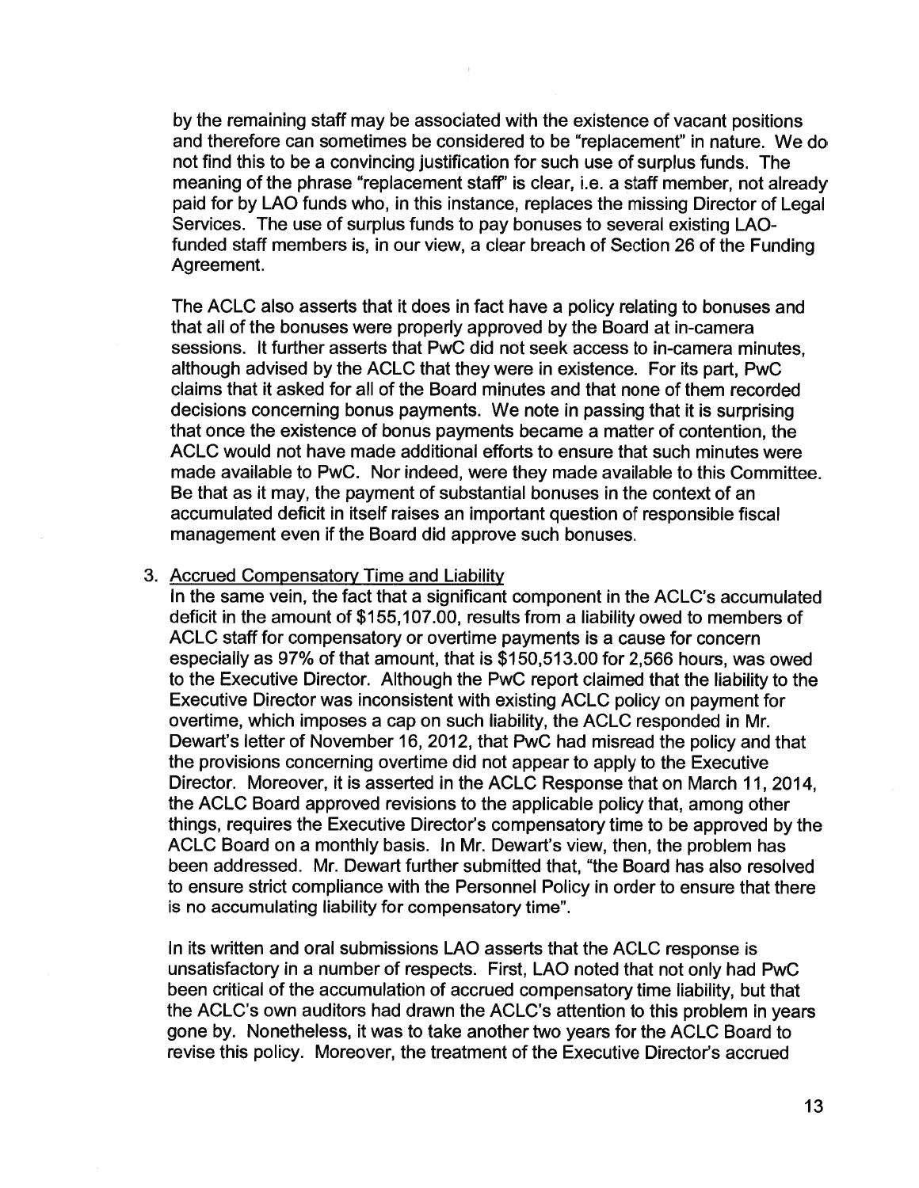by the remaining staff may be associated with the existence of vacant positions and therefore can sometimes be considered to be "replacement" in nature. We do not find this to be a convincing justification for such use of surplus funds. The meaning of the phrase "replacement staff" is clear, i.e. a staff member, not already paid for by LAO funds who, in this instance, replaces the missing Director of Legal Services. The use of surplus funds to pay bonuses to several existing LAO-funded staff members is, in our view, a clear breach of Section 26 of the Funding Agreement.

The ACLC also asserts that it does in fact have a policy relating to bonuses and that all of the bonuses were properly approved by the Board at in-camera sessions. It further asserts that PwC did not seek access to in-camera minutes, although advised by the ACLC that they were in existence. For its part, PwC claims that it asked for all of the Board minutes and that none of them recorded decisions concerning bonus payments. We note in passing that it is surprising that once the existence of bonus payments became a matter of contention, the ACLC would not have made additional efforts to ensure that such minutes were made available to PwC. Nor indeed, were they made available to this Committee. Be that as it may, the payment of substantial bonuses in the context of an accumulated deficit in itself raises an important question of responsible fiscal management even if the Board did approve such bonuses.

3. <u>Accrued Compensatory Time and Liability</u>

In the same vein, the fact that a significant component in the ACLC's accumulated deficit in the amount of $155,107.00, results from a liability owed to members of ACLC staff for compensatory or overtime payments is a cause for concern especially as 97% of that amount, that is $150,513.00 for 2,566 hours, was owed to the Executive Director. Although the PwC report claimed that the liability to the Executive Director was inconsistent with existing ACLC policy on payment for overtime, which imposes a cap on such liability, the ACLC responded in Mr. Dewart's letter of November 16, 2012, that PwC had misread the policy and that the provisions concerning overtime did not appear to apply to the Executive Director. Moreover, it is asserted in the ACLC Response that on March 11, 2014, the ACLC Board approved revisions to the applicable policy that, among other things, requires the Executive Director's compensatory time to be approved by the ACLC Board on a monthly basis. In Mr. Dewart's view, then, the problem has been addressed. Mr. Dewart further submitted that, "the Board has also resolved to ensure strict compliance with the Personnel Policy in order to ensure that there is no accumulating liability for compensatory time".

In its written and oral submissions LAO asserts that the ACLC response is unsatisfactory in a number of respects. First, LAO noted that not only had PwC been critical of the accumulation of accrued compensatory time liability, but that the ACLC's own auditors had drawn the ACLC's attention to this problem in years gone by. Nonetheless, it was to take another two years for the ACLC Board to revise this policy. Moreover, the treatment of the Executive Director's accrued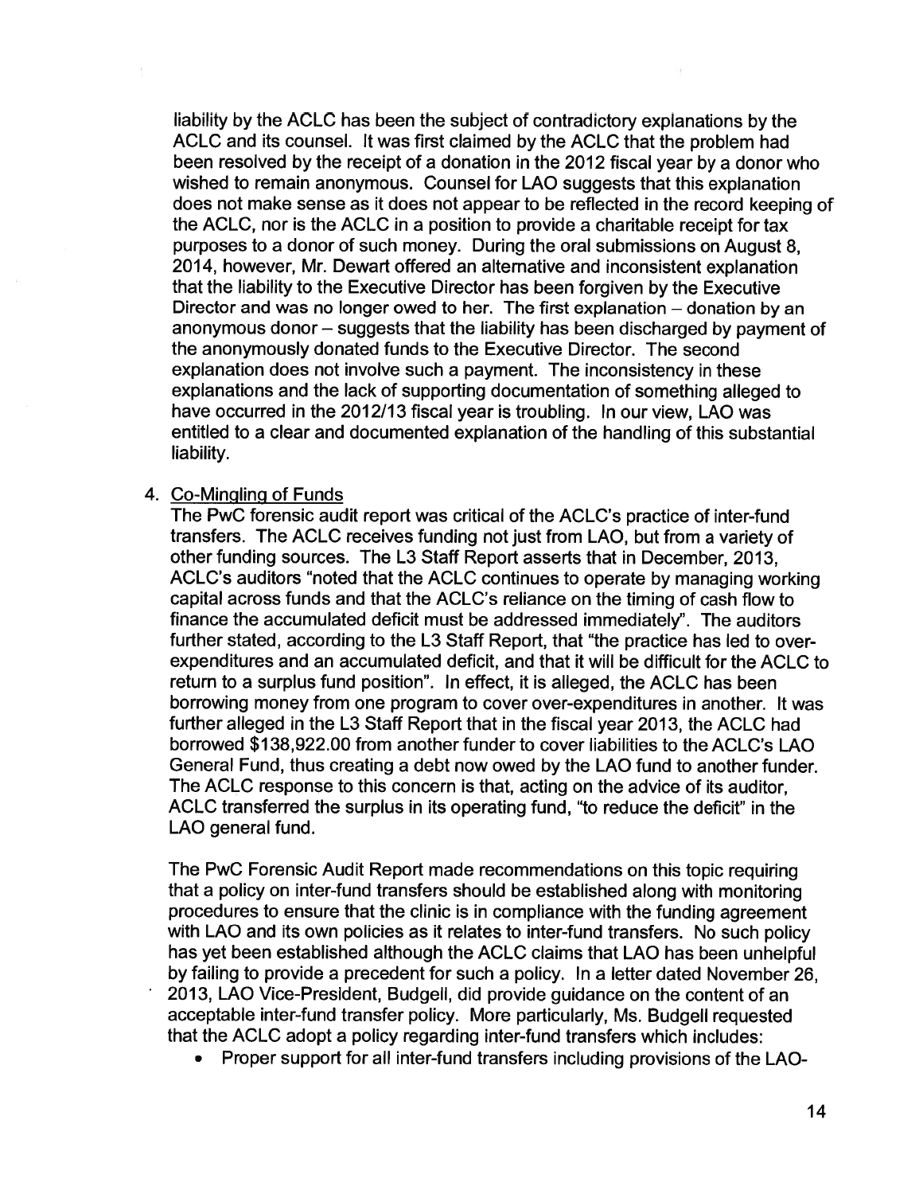liability by the ACLC has been the subject of contradictory explanations by the ACLC and its counsel. It was first claimed by the ACLC that the problem had been resolved by the receipt of a donation in the 2012 fiscal year by a donor who wished to remain anonymous. Counsel for LAO suggests that this explanation does not make sense as it does not appear to be reflected in the record keeping of the ACLC, nor is the ACLC in a position to provide a charitable receipt for tax purposes to a donor of such money. During the oral submissions on August 8, 2014, however, Mr. Dewart offered an alternative and inconsistent explanation that the liability to the Executive Director has been forgiven by the Executive Director and was no longer owed to her. The first explanation – donation by an anonymous donor – suggests that the liability has been discharged by payment of the anonymously donated funds to the Executive Director. The second explanation does not involve such a payment. The inconsistency in these explanations and the lack of supporting documentation of something alleged to have occurred in the 2012/13 fiscal year is troubling. In our view, LAO was entitled to a clear and documented explanation of the handling of this substantial liability.

4. Co-Mingling of Funds

   The PwC forensic audit report was critical of the ACLC's practice of inter-fund transfers. The ACLC receives funding not just from LAO, but from a variety of other funding sources. The L3 Staff Report asserts that in December, 2013, ACLC's auditors "noted that the ACLC continues to operate by managing working capital across funds and that the ACLC's reliance on the timing of cash flow to finance the accumulated deficit must be addressed immediately". The auditors further stated, according to the L3 Staff Report, that "the practice has led to over-expenditures and an accumulated deficit, and that it will be difficult for the ACLC to return to a surplus fund position". In effect, it is alleged, the ACLC has been borrowing money from one program to cover over-expenditures in another. It was further alleged in the L3 Staff Report that in the fiscal year 2013, the ACLC had borrowed $138,922.00 from another funder to cover liabilities to the ACLC's LAO General Fund, thus creating a debt now owed by the LAO fund to another funder. The ACLC response to this concern is that, acting on the advice of its auditor, ACLC transferred the surplus in its operating fund, "to reduce the deficit" in the LAO general fund.

   The PwC Forensic Audit Report made recommendations on this topic requiring that a policy on inter-fund transfers should be established along with monitoring procedures to ensure that the clinic is in compliance with the funding agreement with LAO and its own policies as it relates to inter-fund transfers. No such policy has yet been established although the ACLC claims that LAO has been unhelpful by failing to provide a precedent for such a policy. In a letter dated November 26, 2013, LAO Vice-President, Budgell, did provide guidance on the content of an acceptable inter-fund transfer policy. More particularly, Ms. Budgell requested that the ACLC adopt a policy regarding inter-fund transfers which includes:

   - Proper support for all inter-fund transfers including provisions of the LAO-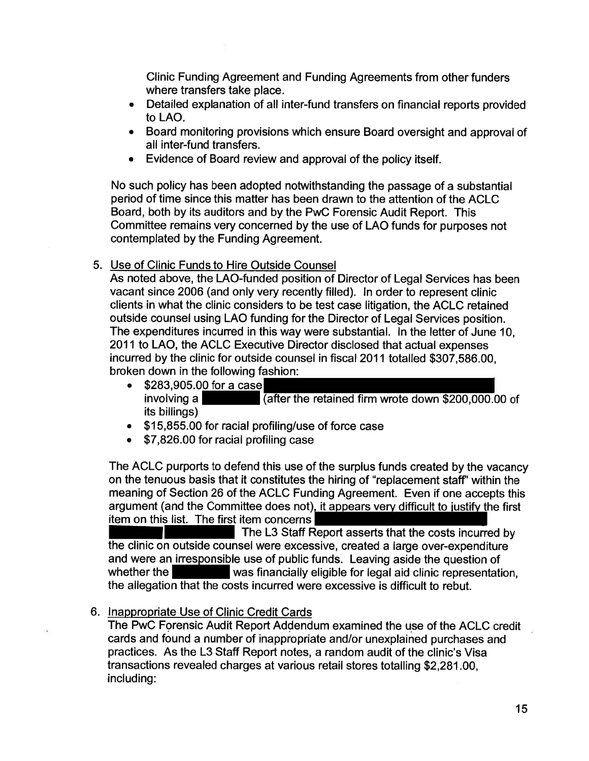Clinic Funding Agreement and Funding Agreements from other funders where transfers take place.

- Detailed explanation of all inter-fund transfers on financial reports provided to LAO.
- Board monitoring provisions which ensure Board oversight and approval of all inter-fund transfers.
- Evidence of Board review and approval of the policy itself.

No such policy has been adopted notwithstanding the passage of a substantial period of time since this matter has been drawn to the attention of the ACLC Board, both by its auditors and by the PwC Forensic Audit Report. This Committee remains very concerned by the use of LAO funds for purposes not contemplated by the Funding Agreement.

5. Use of Clinic Funds to Hire Outside Counsel

As noted above, the LAO-funded position of Director of Legal Services has been vacant since 2006 (and only very recently filled). In order to represent clinic clients in what the clinic considers to be test case litigation, the ACLC retained outside counsel using LAO funding for the Director of Legal Services position. The expenditures incurred in this way were substantial. In the letter of June 10, 2011 to LAO, the ACLC Executive Director disclosed that actual expenses incurred by the clinic for outside counsel in fiscal 2011 totalled $307,586.00, broken down in the following fashion:

- $283,905.00 for a case [redacted] involving a [redacted] (after the retained firm wrote down $200,000.00 of its billings)
- $15,855.00 for racial profiling/use of force case
- $7,826.00 for racial profiling case

The ACLC purports to defend this use of the surplus funds created by the vacancy on the tenuous basis that it constitutes the hiring of "replacement staff" within the meaning of Section 26 of the ACLC Funding Agreement. Even if one accepts this argument (and the Committee does not), it appears very difficult to justify the first item on this list. The first item concerns [redacted] The L3 Staff Report asserts that the costs incurred by the clinic on outside counsel were excessive, created a large over-expenditure and were an irresponsible use of public funds. Leaving aside the question of whether the [redacted] was financially eligible for legal aid clinic representation, the allegation that the costs incurred were excessive is difficult to rebut.

6. Inappropriate Use of Clinic Credit Cards

The PwC Forensic Audit Report Addendum examined the use of the ACLC credit cards and found a number of inappropriate and/or unexplained purchases and practices. As the L3 Staff Report notes, a random audit of the clinic's Visa transactions revealed charges at various retail stores totalling $2,281.00, including: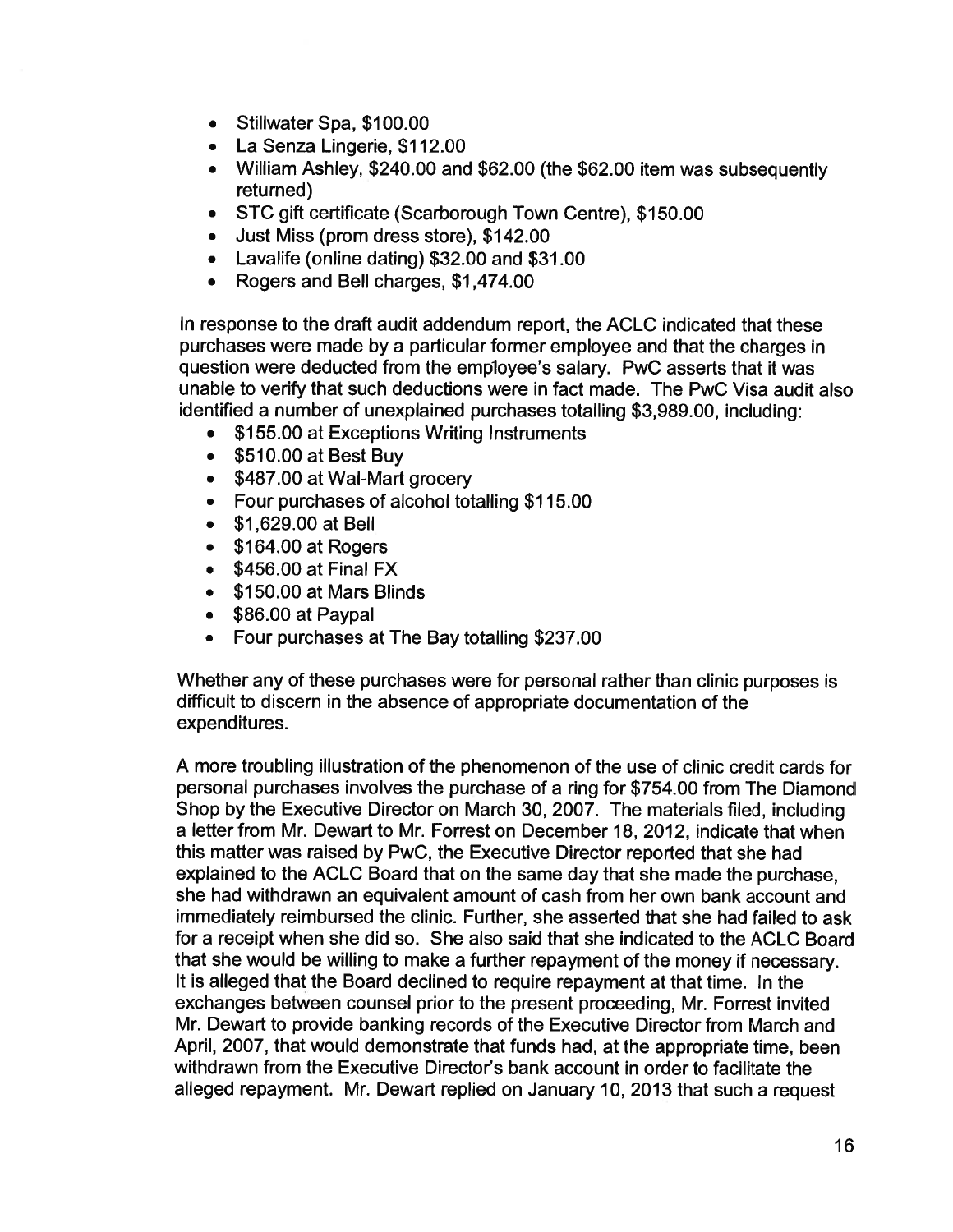- Stillwater Spa, $100.00
- La Senza Lingerie, $112.00
- William Ashley, $240.00 and $62.00 (the $62.00 item was subsequently returned)
- STC gift certificate (Scarborough Town Centre), $150.00
- Just Miss (prom dress store), $142.00
- Lavalife (online dating) $32.00 and $31.00
- Rogers and Bell charges, $1,474.00

In response to the draft audit addendum report, the ACLC indicated that these purchases were made by a particular former employee and that the charges in question were deducted from the employee's salary. PwC asserts that it was unable to verify that such deductions were in fact made. The PwC Visa audit also identified a number of unexplained purchases totalling $3,989.00, including:

- $155.00 at Exceptions Writing Instruments
- $510.00 at Best Buy
- $487.00 at Wal-Mart grocery
- Four purchases of alcohol totalling $115.00
- $1,629.00 at Bell
- $164.00 at Rogers
- $456.00 at Final FX
- $150.00 at Mars Blinds
- $86.00 at Paypal
- Four purchases at The Bay totalling $237.00

Whether any of these purchases were for personal rather than clinic purposes is difficult to discern in the absence of appropriate documentation of the expenditures.

A more troubling illustration of the phenomenon of the use of clinic credit cards for personal purchases involves the purchase of a ring for $754.00 from The Diamond Shop by the Executive Director on March 30, 2007. The materials filed, including a letter from Mr. Dewart to Mr. Forrest on December 18, 2012, indicate that when this matter was raised by PwC, the Executive Director reported that she had explained to the ACLC Board that on the same day that she made the purchase, she had withdrawn an equivalent amount of cash from her own bank account and immediately reimbursed the clinic. Further, she asserted that she had failed to ask for a receipt when she did so. She also said that she indicated to the ACLC Board that she would be willing to make a further repayment of the money if necessary. It is alleged that the Board declined to require repayment at that time. In the exchanges between counsel prior to the present proceeding, Mr. Forrest invited Mr. Dewart to provide banking records of the Executive Director from March and April, 2007, that would demonstrate that funds had, at the appropriate time, been withdrawn from the Executive Director's bank account in order to facilitate the alleged repayment. Mr. Dewart replied on January 10, 2013 that such a request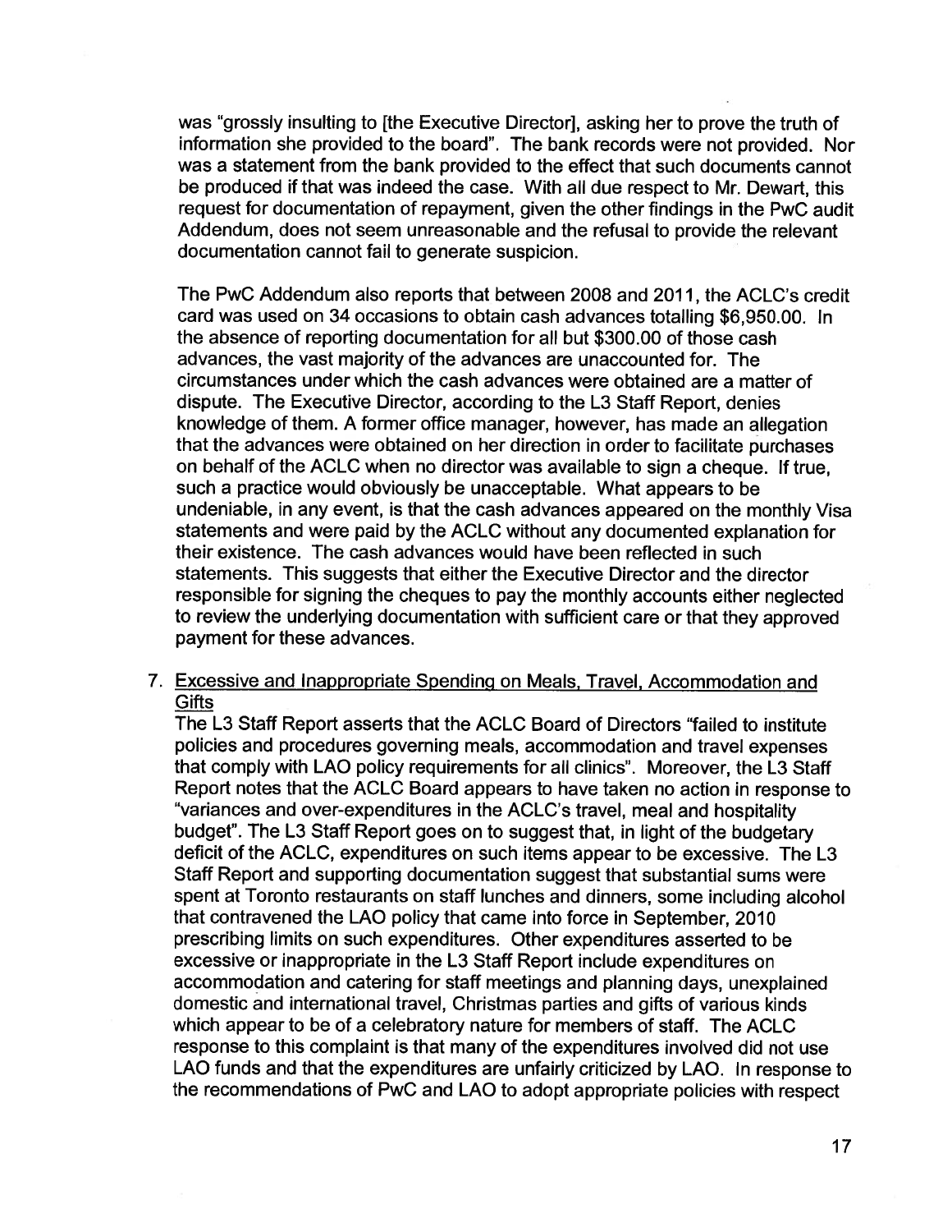was "grossly insulting to [the Executive Director], asking her to prove the truth of information she provided to the board". The bank records were not provided. Nor was a statement from the bank provided to the effect that such documents cannot be produced if that was indeed the case. With all due respect to Mr. Dewart, this request for documentation of repayment, given the other findings in the PwC audit Addendum, does not seem unreasonable and the refusal to provide the relevant documentation cannot fail to generate suspicion.

The PwC Addendum also reports that between 2008 and 2011, the ACLC's credit card was used on 34 occasions to obtain cash advances totalling $6,950.00. In the absence of reporting documentation for all but $300.00 of those cash advances, the vast majority of the advances are unaccounted for. The circumstances under which the cash advances were obtained are a matter of dispute. The Executive Director, according to the L3 Staff Report, denies knowledge of them. A former office manager, however, has made an allegation that the advances were obtained on her direction in order to facilitate purchases on behalf of the ACLC when no director was available to sign a cheque. If true, such a practice would obviously be unacceptable. What appears to be undeniable, in any event, is that the cash advances appeared on the monthly Visa statements and were paid by the ACLC without any documented explanation for their existence. The cash advances would have been reflected in such statements. This suggests that either the Executive Director and the director responsible for signing the cheques to pay the monthly accounts either neglected to review the underlying documentation with sufficient care or that they approved payment for these advances.

7. <u>Excessive and Inappropriate Spending on Meals, Travel, Accommodation and Gifts</u>

The L3 Staff Report asserts that the ACLC Board of Directors "failed to institute policies and procedures governing meals, accommodation and travel expenses that comply with LAO policy requirements for all clinics". Moreover, the L3 Staff Report notes that the ACLC Board appears to have taken no action in response to "variances and over-expenditures in the ACLC's travel, meal and hospitality budget". The L3 Staff Report goes on to suggest that, in light of the budgetary deficit of the ACLC, expenditures on such items appear to be excessive. The L3 Staff Report and supporting documentation suggest that substantial sums were spent at Toronto restaurants on staff lunches and dinners, some including alcohol that contravened the LAO policy that came into force in September, 2010 prescribing limits on such expenditures. Other expenditures asserted to be excessive or inappropriate in the L3 Staff Report include expenditures on accommodation and catering for staff meetings and planning days, unexplained domestic and international travel, Christmas parties and gifts of various kinds which appear to be of a celebratory nature for members of staff. The ACLC response to this complaint is that many of the expenditures involved did not use LAO funds and that the expenditures are unfairly criticized by LAO. In response to the recommendations of PwC and LAO to adopt appropriate policies with respect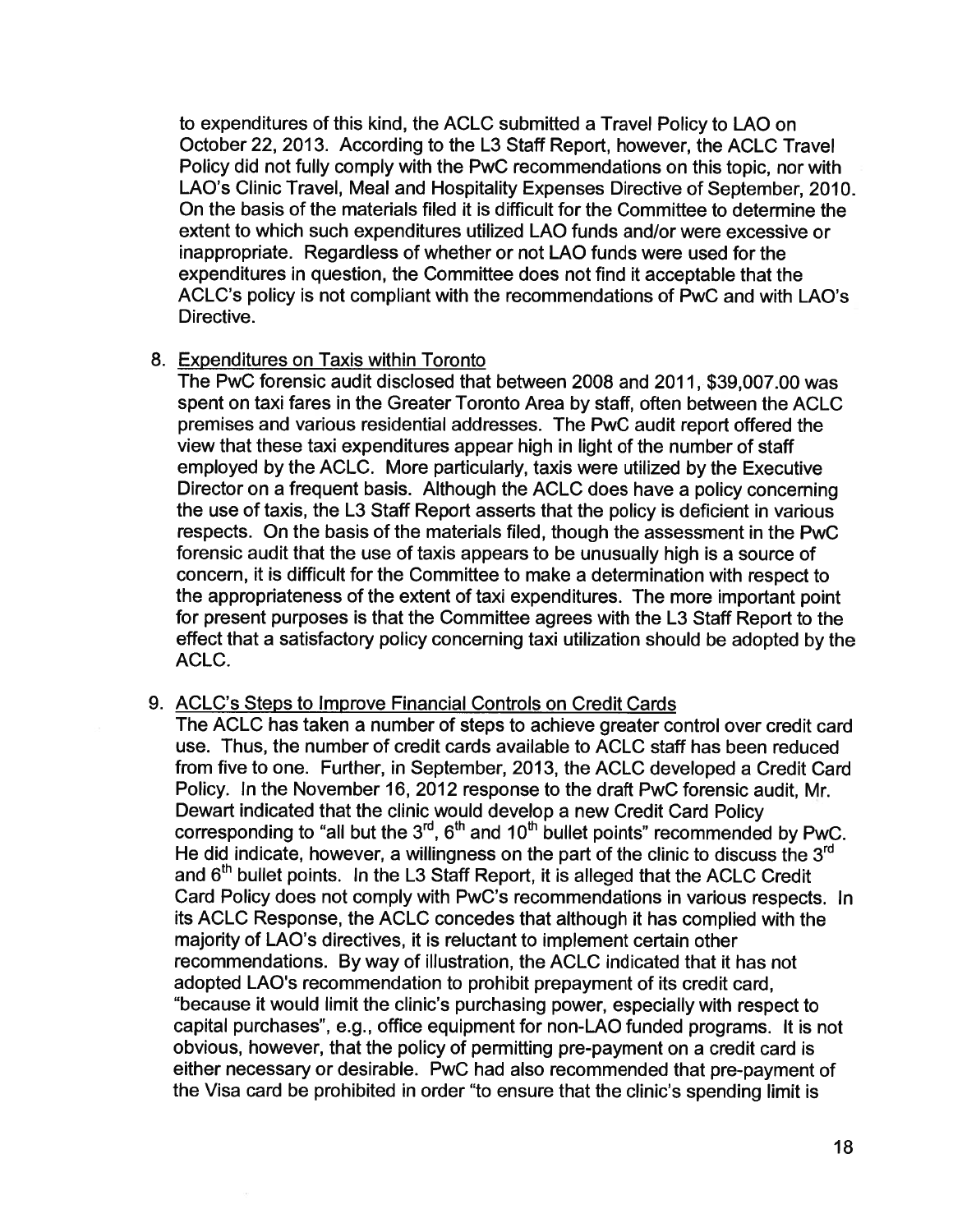to expenditures of this kind, the ACLC submitted a Travel Policy to LAO on October 22, 2013. According to the L3 Staff Report, however, the ACLC Travel Policy did not fully comply with the PwC recommendations on this topic, nor with LAO's Clinic Travel, Meal and Hospitality Expenses Directive of September, 2010. On the basis of the materials filed it is difficult for the Committee to determine the extent to which such expenditures utilized LAO funds and/or were excessive or inappropriate. Regardless of whether or not LAO funds were used for the expenditures in question, the Committee does not find it acceptable that the ACLC's policy is not compliant with the recommendations of PwC and with LAO's Directive.

8. <u>Expenditures on Taxis within Toronto</u>

   The PwC forensic audit disclosed that between 2008 and 2011, \$39,007.00 was spent on taxi fares in the Greater Toronto Area by staff, often between the ACLC premises and various residential addresses. The PwC audit report offered the view that these taxi expenditures appear high in light of the number of staff employed by the ACLC. More particularly, taxis were utilized by the Executive Director on a frequent basis. Although the ACLC does have a policy concerning the use of taxis, the L3 Staff Report asserts that the policy is deficient in various respects. On the basis of the materials filed, though the assessment in the PwC forensic audit that the use of taxis appears to be unusually high is a source of concern, it is difficult for the Committee to make a determination with respect to the appropriateness of the extent of taxi expenditures. The more important point for present purposes is that the Committee agrees with the L3 Staff Report to the effect that a satisfactory policy concerning taxi utilization should be adopted by the ACLC.

9. <u>ACLC's Steps to Improve Financial Controls on Credit Cards</u>

   The ACLC has taken a number of steps to achieve greater control over credit card use. Thus, the number of credit cards available to ACLC staff has been reduced from five to one. Further, in September, 2013, the ACLC developed a Credit Card Policy. In the November 16, 2012 response to the draft PwC forensic audit, Mr. Dewart indicated that the clinic would develop a new Credit Card Policy corresponding to "all but the 3rd, 6th and 10th bullet points" recommended by PwC. He did indicate, however, a willingness on the part of the clinic to discuss the 3rd and 6th bullet points. In the L3 Staff Report, it is alleged that the ACLC Credit Card Policy does not comply with PwC's recommendations in various respects. In its ACLC Response, the ACLC concedes that although it has complied with the majority of LAO's directives, it is reluctant to implement certain other recommendations. By way of illustration, the ACLC indicated that it has not adopted LAO's recommendation to prohibit prepayment of its credit card, "because it would limit the clinic's purchasing power, especially with respect to capital purchases", e.g., office equipment for non-LAO funded programs. It is not obvious, however, that the policy of permitting pre-payment on a credit card is either necessary or desirable. PwC had also recommended that pre-payment of the Visa card be prohibited in order "to ensure that the clinic's spending limit is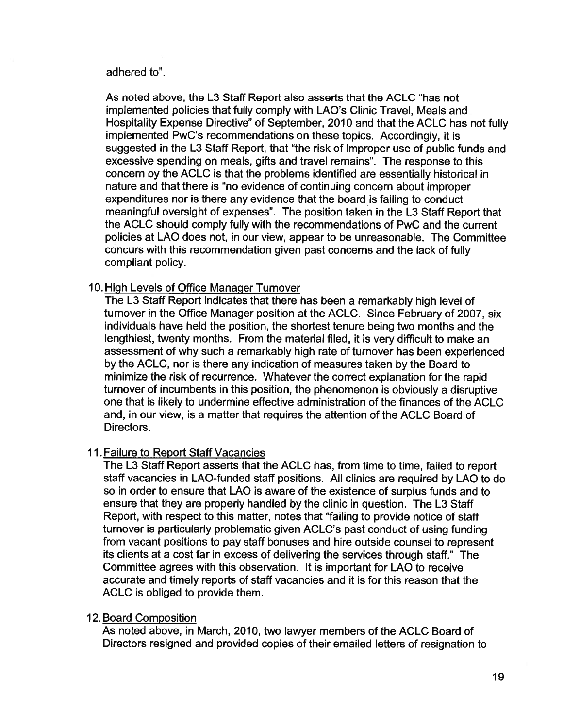adhered to".

As noted above, the L3 Staff Report also asserts that the ACLC "has not implemented policies that fully comply with LAO's Clinic Travel, Meals and Hospitality Expense Directive" of September, 2010 and that the ACLC has not fully implemented PwC's recommendations on these topics. Accordingly, it is suggested in the L3 Staff Report, that "the risk of improper use of public funds and excessive spending on meals, gifts and travel remains". The response to this concern by the ACLC is that the problems identified are essentially historical in nature and that there is "no evidence of continuing concern about improper expenditures nor is there any evidence that the board is failing to conduct meaningful oversight of expenses". The position taken in the L3 Staff Report that the ACLC should comply fully with the recommendations of PwC and the current policies at LAO does not, in our view, appear to be unreasonable. The Committee concurs with this recommendation given past concerns and the lack of fully compliant policy.

10. <u>High Levels of Office Manager Turnover</u>
The L3 Staff Report indicates that there has been a remarkably high level of turnover in the Office Manager position at the ACLC. Since February of 2007, six individuals have held the position, the shortest tenure being two months and the lengthiest, twenty months. From the material filed, it is very difficult to make an assessment of why such a remarkably high rate of turnover has been experienced by the ACLC, nor is there any indication of measures taken by the Board to minimize the risk of recurrence. Whatever the correct explanation for the rapid turnover of incumbents in this position, the phenomenon is obviously a disruptive one that is likely to undermine effective administration of the finances of the ACLC and, in our view, is a matter that requires the attention of the ACLC Board of Directors.

11. <u>Failure to Report Staff Vacancies</u>
The L3 Staff Report asserts that the ACLC has, from time to time, failed to report staff vacancies in LAO-funded staff positions. All clinics are required by LAO to do so in order to ensure that LAO is aware of the existence of surplus funds and to ensure that they are properly handled by the clinic in question. The L3 Staff Report, with respect to this matter, notes that "failing to provide notice of staff turnover is particularly problematic given ACLC's past conduct of using funding from vacant positions to pay staff bonuses and hire outside counsel to represent its clients at a cost far in excess of delivering the services through staff." The Committee agrees with this observation. It is important for LAO to receive accurate and timely reports of staff vacancies and it is for this reason that the ACLC is obliged to provide them.

12. <u>Board Composition</u>
As noted above, in March, 2010, two lawyer members of the ACLC Board of Directors resigned and provided copies of their emailed letters of resignation to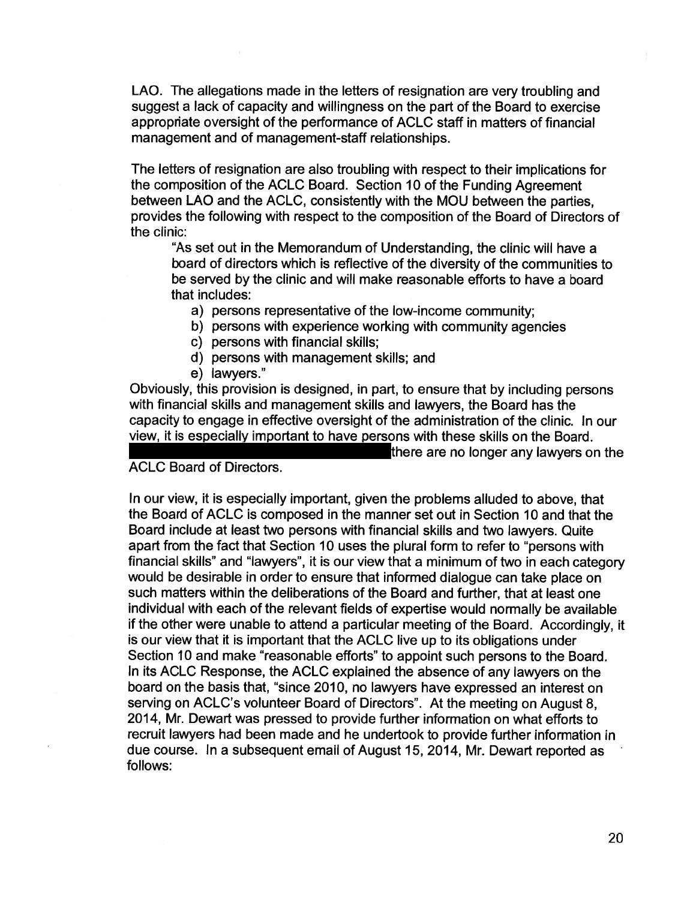LAO. The allegations made in the letters of resignation are very troubling and suggest a lack of capacity and willingness on the part of the Board to exercise appropriate oversight of the performance of ACLC staff in matters of financial management and of management-staff relationships.

The letters of resignation are also troubling with respect to their implications for the composition of the ACLC Board. Section 10 of the Funding Agreement between LAO and the ACLC, consistently with the MOU between the parties, provides the following with respect to the composition of the Board of Directors of the clinic:

> "As set out in the Memorandum of Understanding, the clinic will have a board of directors which is reflective of the diversity of the communities to be served by the clinic and will make reasonable efforts to have a board that includes:
>
> a) persons representative of the low-income community;
> b) persons with experience working with community agencies
> c) persons with financial skills;
> d) persons with management skills; and
> e) lawyers."

Obviously, this provision is designed, in part, to ensure that by including persons with financial skills and management skills and lawyers, the Board has the capacity to engage in effective oversight of the administration of the clinic. In our view, it is especially important to have persons with these skills on the Board. [REDACTED] there are no longer any lawyers on the ACLC Board of Directors.

In our view, it is especially important, given the problems alluded to above, that the Board of ACLC is composed in the manner set out in Section 10 and that the Board include at least two persons with financial skills and two lawyers. Quite apart from the fact that Section 10 uses the plural form to refer to "persons with financial skills" and "lawyers", it is our view that a minimum of two in each category would be desirable in order to ensure that informed dialogue can take place on such matters within the deliberations of the Board and further, that at least one individual with each of the relevant fields of expertise would normally be available if the other were unable to attend a particular meeting of the Board. Accordingly, it is our view that it is important that the ACLC live up to its obligations under Section 10 and make "reasonable efforts" to appoint such persons to the Board. In its ACLC Response, the ACLC explained the absence of any lawyers on the board on the basis that, "since 2010, no lawyers have expressed an interest on serving on ACLC's volunteer Board of Directors". At the meeting on August 8, 2014, Mr. Dewart was pressed to provide further information on what efforts to recruit lawyers had been made and he undertook to provide further information in due course. In a subsequent email of August 15, 2014, Mr. Dewart reported as follows: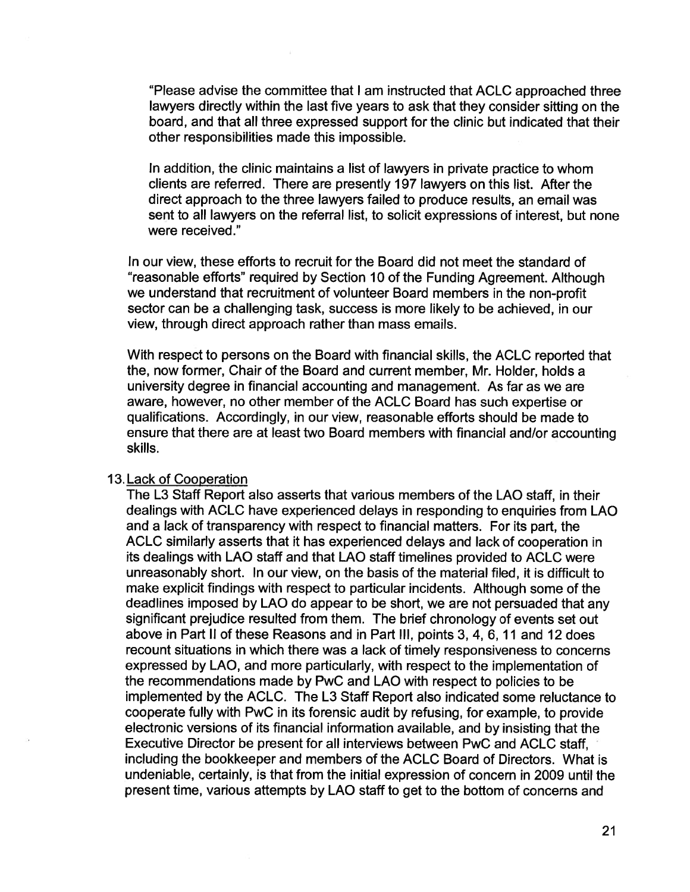"Please advise the committee that I am instructed that ACLC approached three lawyers directly within the last five years to ask that they consider sitting on the board, and that all three expressed support for the clinic but indicated that their other responsibilities made this impossible.

In addition, the clinic maintains a list of lawyers in private practice to whom clients are referred. There are presently 197 lawyers on this list. After the direct approach to the three lawyers failed to produce results, an email was sent to all lawyers on the referral list, to solicit expressions of interest, but none were received."

In our view, these efforts to recruit for the Board did not meet the standard of "reasonable efforts" required by Section 10 of the Funding Agreement. Although we understand that recruitment of volunteer Board members in the non-profit sector can be a challenging task, success is more likely to be achieved, in our view, through direct approach rather than mass emails.

With respect to persons on the Board with financial skills, the ACLC reported that the, now former, Chair of the Board and current member, Mr. Holder, holds a university degree in financial accounting and management. As far as we are aware, however, no other member of the ACLC Board has such expertise or qualifications. Accordingly, in our view, reasonable efforts should be made to ensure that there are at least two Board members with financial and/or accounting skills.

13. <u>Lack of Cooperation</u>

The L3 Staff Report also asserts that various members of the LAO staff, in their dealings with ACLC have experienced delays in responding to enquiries from LAO and a lack of transparency with respect to financial matters. For its part, the ACLC similarly asserts that it has experienced delays and lack of cooperation in its dealings with LAO staff and that LAO staff timelines provided to ACLC were unreasonably short. In our view, on the basis of the material filed, it is difficult to make explicit findings with respect to particular incidents. Although some of the deadlines imposed by LAO do appear to be short, we are not persuaded that any significant prejudice resulted from them. The brief chronology of events set out above in Part II of these Reasons and in Part III, points 3, 4, 6, 11 and 12 does recount situations in which there was a lack of timely responsiveness to concerns expressed by LAO, and more particularly, with respect to the implementation of the recommendations made by PwC and LAO with respect to policies to be implemented by the ACLC. The L3 Staff Report also indicated some reluctance to cooperate fully with PwC in its forensic audit by refusing, for example, to provide electronic versions of its financial information available, and by insisting that the Executive Director be present for all interviews between PwC and ACLC staff, including the bookkeeper and members of the ACLC Board of Directors. What is undeniable, certainly, is that from the initial expression of concern in 2009 until the present time, various attempts by LAO staff to get to the bottom of concerns and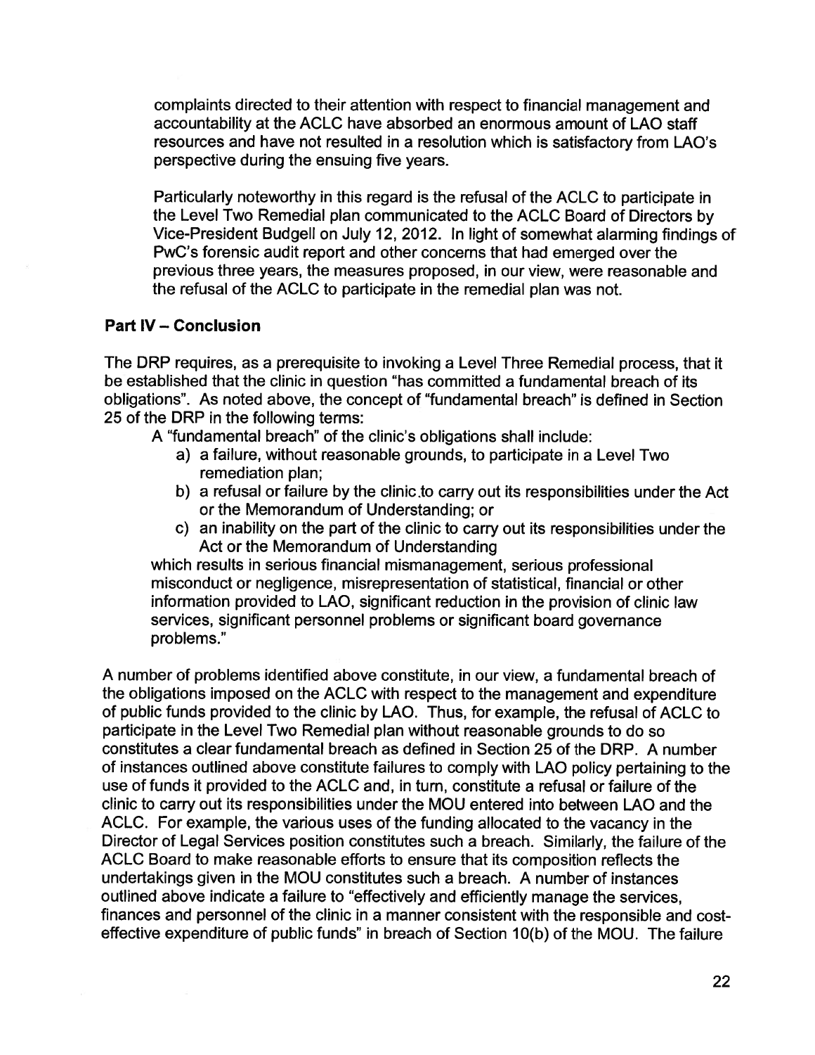complaints directed to their attention with respect to financial management and accountability at the ACLC have absorbed an enormous amount of LAO staff resources and have not resulted in a resolution which is satisfactory from LAO's perspective during the ensuing five years.

Particularly noteworthy in this regard is the refusal of the ACLC to participate in the Level Two Remedial plan communicated to the ACLC Board of Directors by Vice-President Budgell on July 12, 2012. In light of somewhat alarming findings of PwC's forensic audit report and other concerns that had emerged over the previous three years, the measures proposed, in our view, were reasonable and the refusal of the ACLC to participate in the remedial plan was not.

### Part IV – Conclusion

The DRP requires, as a prerequisite to invoking a Level Three Remedial process, that it be established that the clinic in question "has committed a fundamental breach of its obligations". As noted above, the concept of "fundamental breach" is defined in Section 25 of the DRP in the following terms:

> A "fundamental breach" of the clinic's obligations shall include:
>
> a) a failure, without reasonable grounds, to participate in a Level Two remediation plan;
>
> b) a refusal or failure by the clinic to carry out its responsibilities under the Act or the Memorandum of Understanding; or
>
> c) an inability on the part of the clinic to carry out its responsibilities under the Act or the Memorandum of Understanding
>
> which results in serious financial mismanagement, serious professional misconduct or negligence, misrepresentation of statistical, financial or other information provided to LAO, significant reduction in the provision of clinic law services, significant personnel problems or significant board governance problems."

A number of problems identified above constitute, in our view, a fundamental breach of the obligations imposed on the ACLC with respect to the management and expenditure of public funds provided to the clinic by LAO. Thus, for example, the refusal of ACLC to participate in the Level Two Remedial plan without reasonable grounds to do so constitutes a clear fundamental breach as defined in Section 25 of the DRP. A number of instances outlined above constitute failures to comply with LAO policy pertaining to the use of funds it provided to the ACLC and, in turn, constitute a refusal or failure of the clinic to carry out its responsibilities under the MOU entered into between LAO and the ACLC. For example, the various uses of the funding allocated to the vacancy in the Director of Legal Services position constitutes such a breach. Similarly, the failure of the ACLC Board to make reasonable efforts to ensure that its composition reflects the undertakings given in the MOU constitutes such a breach. A number of instances outlined above indicate a failure to "effectively and efficiently manage the services, finances and personnel of the clinic in a manner consistent with the responsible and cost-effective expenditure of public funds" in breach of Section 10(b) of the MOU. The failure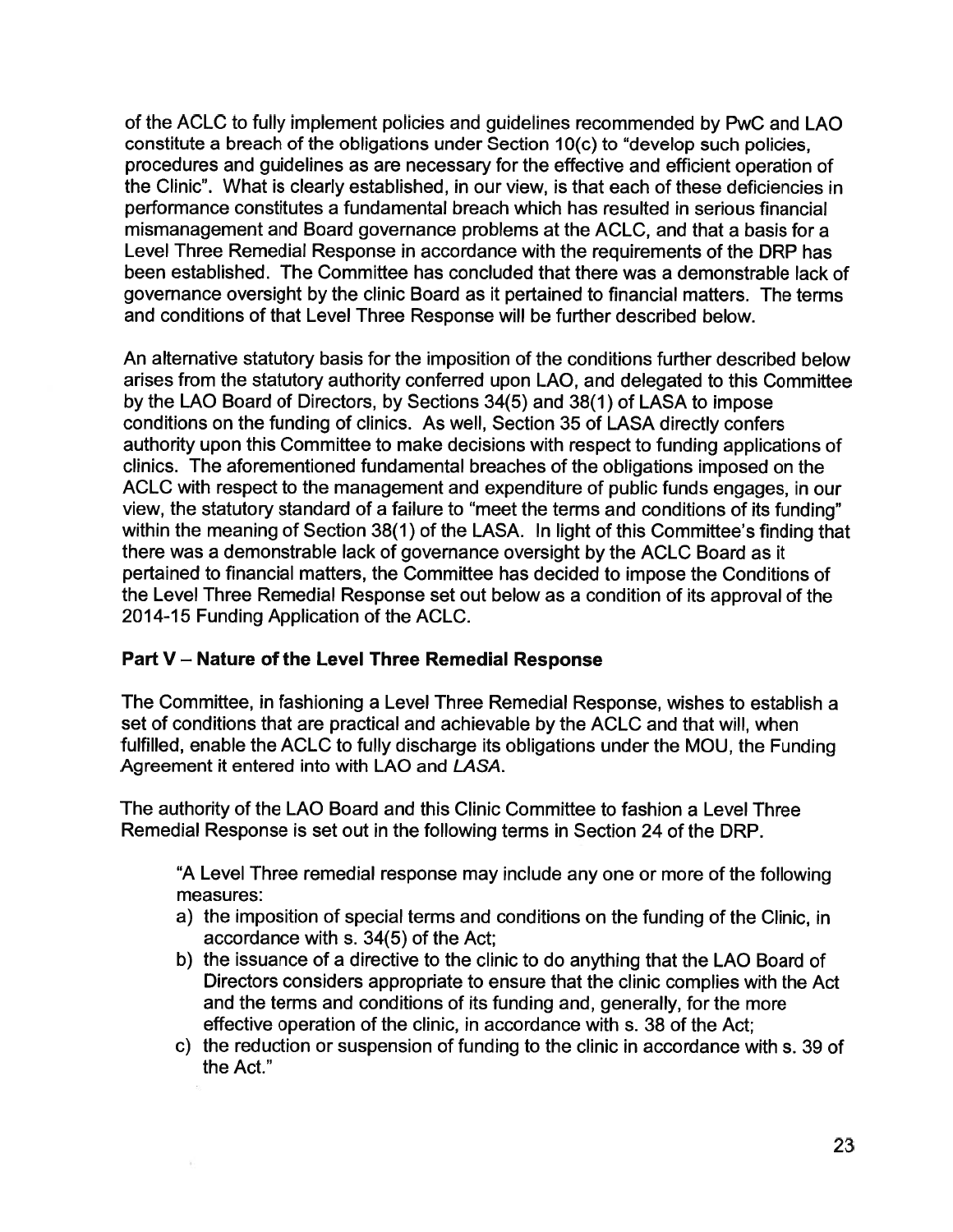of the ACLC to fully implement policies and guidelines recommended by PwC and LAO constitute a breach of the obligations under Section 10(c) to "develop such policies, procedures and guidelines as are necessary for the effective and efficient operation of the Clinic". What is clearly established, in our view, is that each of these deficiencies in performance constitutes a fundamental breach which has resulted in serious financial mismanagement and Board governance problems at the ACLC, and that a basis for a Level Three Remedial Response in accordance with the requirements of the DRP has been established. The Committee has concluded that there was a demonstrable lack of governance oversight by the clinic Board as it pertained to financial matters. The terms and conditions of that Level Three Response will be further described below.

An alternative statutory basis for the imposition of the conditions further described below arises from the statutory authority conferred upon LAO, and delegated to this Committee by the LAO Board of Directors, by Sections 34(5) and 38(1) of LASA to impose conditions on the funding of clinics. As well, Section 35 of LASA directly confers authority upon this Committee to make decisions with respect to funding applications of clinics. The aforementioned fundamental breaches of the obligations imposed on the ACLC with respect to the management and expenditure of public funds engages, in our view, the statutory standard of a failure to "meet the terms and conditions of its funding" within the meaning of Section 38(1) of the LASA. In light of this Committee's finding that there was a demonstrable lack of governance oversight by the ACLC Board as it pertained to financial matters, the Committee has decided to impose the Conditions of the Level Three Remedial Response set out below as a condition of its approval of the 2014-15 Funding Application of the ACLC.

**Part V – Nature of the Level Three Remedial Response**

The Committee, in fashioning a Level Three Remedial Response, wishes to establish a set of conditions that are practical and achievable by the ACLC and that will, when fulfilled, enable the ACLC to fully discharge its obligations under the MOU, the Funding Agreement it entered into with LAO and *LASA*.

The authority of the LAO Board and this Clinic Committee to fashion a Level Three Remedial Response is set out in the following terms in Section 24 of the DRP.

> "A Level Three remedial response may include any one or more of the following measures:
>
> a) the imposition of special terms and conditions on the funding of the Clinic, in accordance with s. 34(5) of the Act;
> b) the issuance of a directive to the clinic to do anything that the LAO Board of Directors considers appropriate to ensure that the clinic complies with the Act and the terms and conditions of its funding and, generally, for the more effective operation of the clinic, in accordance with s. 38 of the Act;
> c) the reduction or suspension of funding to the clinic in accordance with s. 39 of the Act."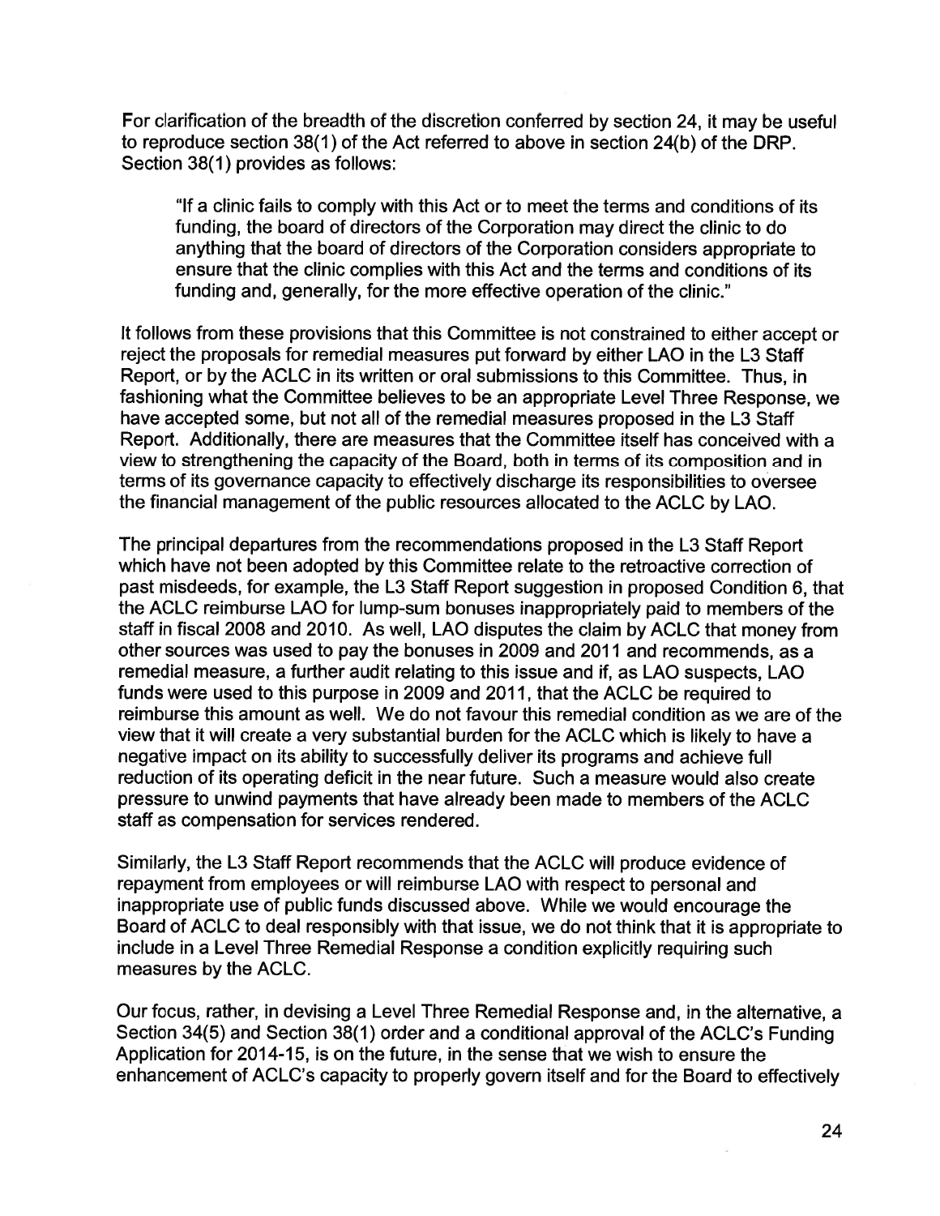For clarification of the breadth of the discretion conferred by section 24, it may be useful to reproduce section 38(1) of the Act referred to above in section 24(b) of the DRP. Section 38(1) provides as follows:

> "If a clinic fails to comply with this Act or to meet the terms and conditions of its funding, the board of directors of the Corporation may direct the clinic to do anything that the board of directors of the Corporation considers appropriate to ensure that the clinic complies with this Act and the terms and conditions of its funding and, generally, for the more effective operation of the clinic."

It follows from these provisions that this Committee is not constrained to either accept or reject the proposals for remedial measures put forward by either LAO in the L3 Staff Report, or by the ACLC in its written or oral submissions to this Committee. Thus, in fashioning what the Committee believes to be an appropriate Level Three Response, we have accepted some, but not all of the remedial measures proposed in the L3 Staff Report. Additionally, there are measures that the Committee itself has conceived with a view to strengthening the capacity of the Board, both in terms of its composition and in terms of its governance capacity to effectively discharge its responsibilities to oversee the financial management of the public resources allocated to the ACLC by LAO.

The principal departures from the recommendations proposed in the L3 Staff Report which have not been adopted by this Committee relate to the retroactive correction of past misdeeds, for example, the L3 Staff Report suggestion in proposed Condition 6, that the ACLC reimburse LAO for lump-sum bonuses inappropriately paid to members of the staff in fiscal 2008 and 2010. As well, LAO disputes the claim by ACLC that money from other sources was used to pay the bonuses in 2009 and 2011 and recommends, as a remedial measure, a further audit relating to this issue and if, as LAO suspects, LAO funds were used to this purpose in 2009 and 2011, that the ACLC be required to reimburse this amount as well. We do not favour this remedial condition as we are of the view that it will create a very substantial burden for the ACLC which is likely to have a negative impact on its ability to successfully deliver its programs and achieve full reduction of its operating deficit in the near future. Such a measure would also create pressure to unwind payments that have already been made to members of the ACLC staff as compensation for services rendered.

Similarly, the L3 Staff Report recommends that the ACLC will produce evidence of repayment from employees or will reimburse LAO with respect to personal and inappropriate use of public funds discussed above. While we would encourage the Board of ACLC to deal responsibly with that issue, we do not think that it is appropriate to include in a Level Three Remedial Response a condition explicitly requiring such measures by the ACLC.

Our focus, rather, in devising a Level Three Remedial Response and, in the alternative, a Section 34(5) and Section 38(1) order and a conditional approval of the ACLC's Funding Application for 2014-15, is on the future, in the sense that we wish to ensure the enhancement of ACLC's capacity to properly govern itself and for the Board to effectively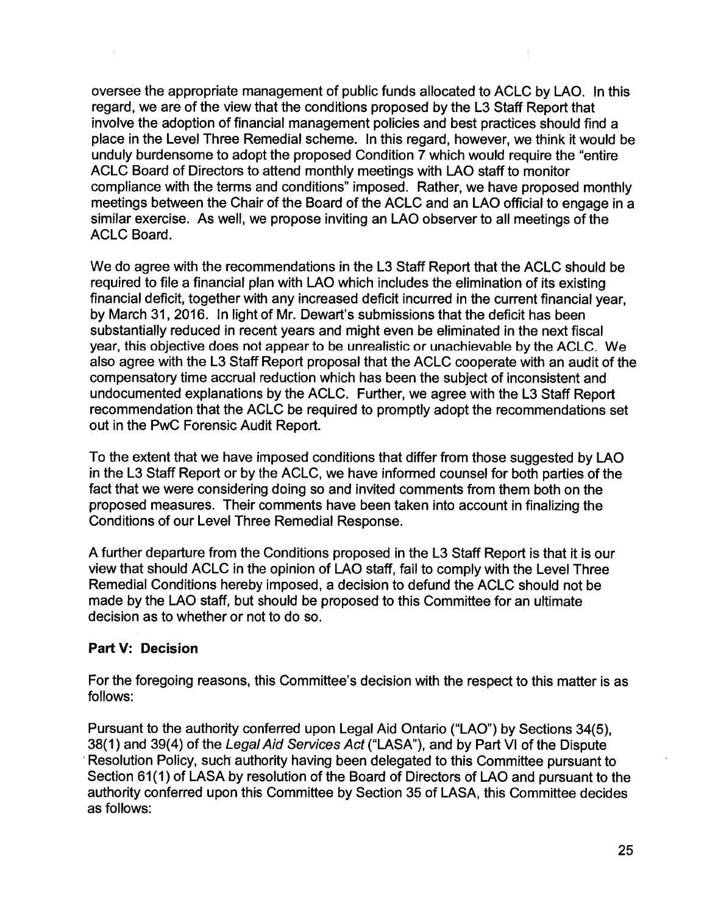oversee the appropriate management of public funds allocated to ACLC by LAO. In this regard, we are of the view that the conditions proposed by the L3 Staff Report that involve the adoption of financial management policies and best practices should find a place in the Level Three Remedial scheme. In this regard, however, we think it would be unduly burdensome to adopt the proposed Condition 7 which would require the "entire ACLC Board of Directors to attend monthly meetings with LAO staff to monitor compliance with the terms and conditions" imposed. Rather, we have proposed monthly meetings between the Chair of the Board of the ACLC and an LAO official to engage in a similar exercise. As well, we propose inviting an LAO observer to all meetings of the ACLC Board.

We do agree with the recommendations in the L3 Staff Report that the ACLC should be required to file a financial plan with LAO which includes the elimination of its existing financial deficit, together with any increased deficit incurred in the current financial year, by March 31, 2016. In light of Mr. Dewart's submissions that the deficit has been substantially reduced in recent years and might even be eliminated in the next fiscal year, this objective does not appear to be unrealistic or unachievable by the ACLC. We also agree with the L3 Staff Report proposal that the ACLC cooperate with an audit of the compensatory time accrual reduction which has been the subject of inconsistent and undocumented explanations by the ACLC. Further, we agree with the L3 Staff Report recommendation that the ACLC be required to promptly adopt the recommendations set out in the PwC Forensic Audit Report.

To the extent that we have imposed conditions that differ from those suggested by LAO in the L3 Staff Report or by the ACLC, we have informed counsel for both parties of the fact that we were considering doing so and invited comments from them both on the proposed measures. Their comments have been taken into account in finalizing the Conditions of our Level Three Remedial Response.

A further departure from the Conditions proposed in the L3 Staff Report is that it is our view that should ACLC in the opinion of LAO staff, fail to comply with the Level Three Remedial Conditions hereby imposed, a decision to defund the ACLC should not be made by the LAO staff, but should be proposed to this Committee for an ultimate decision as to whether or not to do so.

**Part V: Decision**

For the foregoing reasons, this Committee's decision with the respect to this matter is as follows:

Pursuant to the authority conferred upon Legal Aid Ontario ("LAO") by Sections 34(5), 38(1) and 39(4) of the *Legal Aid Services Act* ("LASA"), and by Part VI of the Dispute Resolution Policy, such authority having been delegated to this Committee pursuant to Section 61(1) of LASA by resolution of the Board of Directors of LAO and pursuant to the authority conferred upon this Committee by Section 35 of LASA, this Committee decides as follows: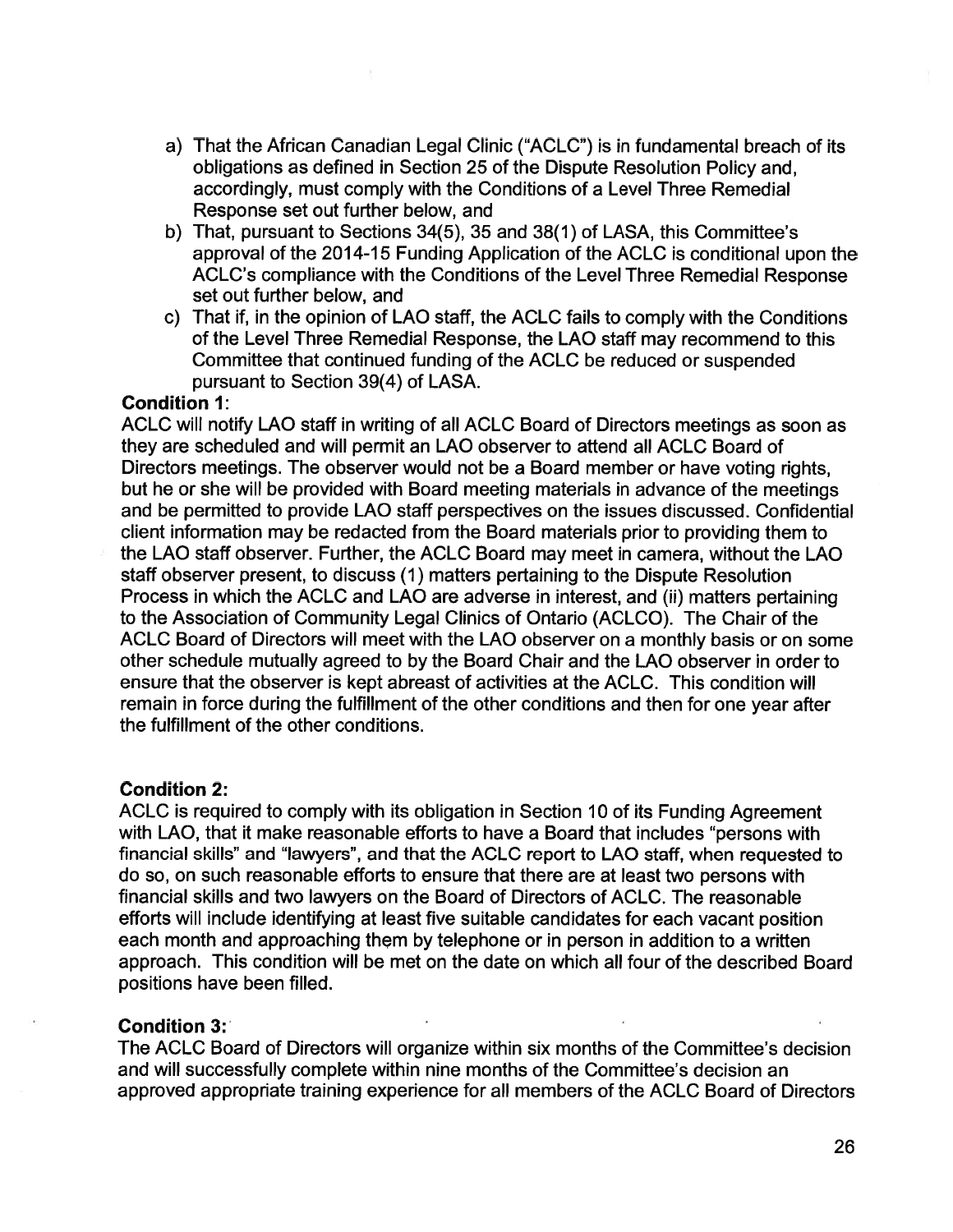a) That the African Canadian Legal Clinic ("ACLC") is in fundamental breach of its obligations as defined in Section 25 of the Dispute Resolution Policy and, accordingly, must comply with the Conditions of a Level Three Remedial Response set out further below, and
b) That, pursuant to Sections 34(5), 35 and 38(1) of LASA, this Committee's approval of the 2014-15 Funding Application of the ACLC is conditional upon the ACLC's compliance with the Conditions of the Level Three Remedial Response set out further below, and
c) That if, in the opinion of LAO staff, the ACLC fails to comply with the Conditions of the Level Three Remedial Response, the LAO staff may recommend to this Committee that continued funding of the ACLC be reduced or suspended pursuant to Section 39(4) of LASA.

**Condition 1:**
ACLC will notify LAO staff in writing of all ACLC Board of Directors meetings as soon as they are scheduled and will permit an LAO observer to attend all ACLC Board of Directors meetings. The observer would not be a Board member or have voting rights, but he or she will be provided with Board meeting materials in advance of the meetings and be permitted to provide LAO staff perspectives on the issues discussed. Confidential client information may be redacted from the Board materials prior to providing them to the LAO staff observer. Further, the ACLC Board may meet in camera, without the LAO staff observer present, to discuss (1) matters pertaining to the Dispute Resolution Process in which the ACLC and LAO are adverse in interest, and (ii) matters pertaining to the Association of Community Legal Clinics of Ontario (ACLCO). The Chair of the ACLC Board of Directors will meet with the LAO observer on a monthly basis or on some other schedule mutually agreed to by the Board Chair and the LAO observer in order to ensure that the observer is kept abreast of activities at the ACLC. This condition will remain in force during the fulfillment of the other conditions and then for one year after the fulfillment of the other conditions.

**Condition 2:**
ACLC is required to comply with its obligation in Section 10 of its Funding Agreement with LAO, that it make reasonable efforts to have a Board that includes "persons with financial skills" and "lawyers", and that the ACLC report to LAO staff, when requested to do so, on such reasonable efforts to ensure that there are at least two persons with financial skills and two lawyers on the Board of Directors of ACLC. The reasonable efforts will include identifying at least five suitable candidates for each vacant position each month and approaching them by telephone or in person in addition to a written approach. This condition will be met on the date on which all four of the described Board positions have been filled.

**Condition 3:**
The ACLC Board of Directors will organize within six months of the Committee's decision and will successfully complete within nine months of the Committee's decision an approved appropriate training experience for all members of the ACLC Board of Directors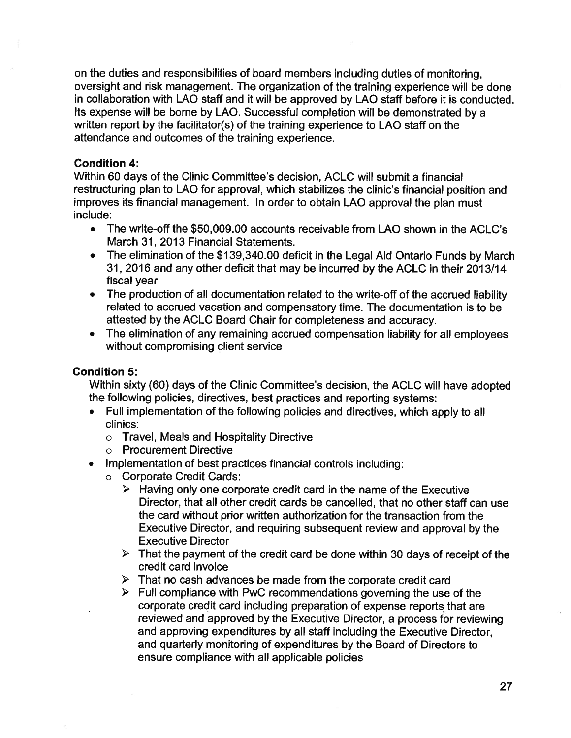on the duties and responsibilities of board members including duties of monitoring, oversight and risk management. The organization of the training experience will be done in collaboration with LAO staff and it will be approved by LAO staff before it is conducted. Its expense will be borne by LAO. Successful completion will be demonstrated by a written report by the facilitator(s) of the training experience to LAO staff on the attendance and outcomes of the training experience.

**Condition 4:**
Within 60 days of the Clinic Committee's decision, ACLC will submit a financial restructuring plan to LAO for approval, which stabilizes the clinic's financial position and improves its financial management. In order to obtain LAO approval the plan must include:

- The write-off the $50,009.00 accounts receivable from LAO shown in the ACLC's March 31, 2013 Financial Statements.
- The elimination of the $139,340.00 deficit in the Legal Aid Ontario Funds by March 31, 2016 and any other deficit that may be incurred by the ACLC in their 2013/14 fiscal year
- The production of all documentation related to the write-off of the accrued liability related to accrued vacation and compensatory time. The documentation is to be attested by the ACLC Board Chair for completeness and accuracy.
- The elimination of any remaining accrued compensation liability for all employees without compromising client service

**Condition 5:**
Within sixty (60) days of the Clinic Committee's decision, the ACLC will have adopted the following policies, directives, best practices and reporting systems:

- Full implementation of the following policies and directives, which apply to all clinics:
  - Travel, Meals and Hospitality Directive
  - Procurement Directive
- Implementation of best practices financial controls including:
  - Corporate Credit Cards:
    - Having only one corporate credit card in the name of the Executive Director, that all other credit cards be cancelled, that no other staff can use the card without prior written authorization for the transaction from the Executive Director, and requiring subsequent review and approval by the Executive Director
    - That the payment of the credit card be done within 30 days of receipt of the credit card invoice
    - That no cash advances be made from the corporate credit card
    - Full compliance with PwC recommendations governing the use of the corporate credit card including preparation of expense reports that are reviewed and approved by the Executive Director, a process for reviewing and approving expenditures by all staff including the Executive Director, and quarterly monitoring of expenditures by the Board of Directors to ensure compliance with all applicable policies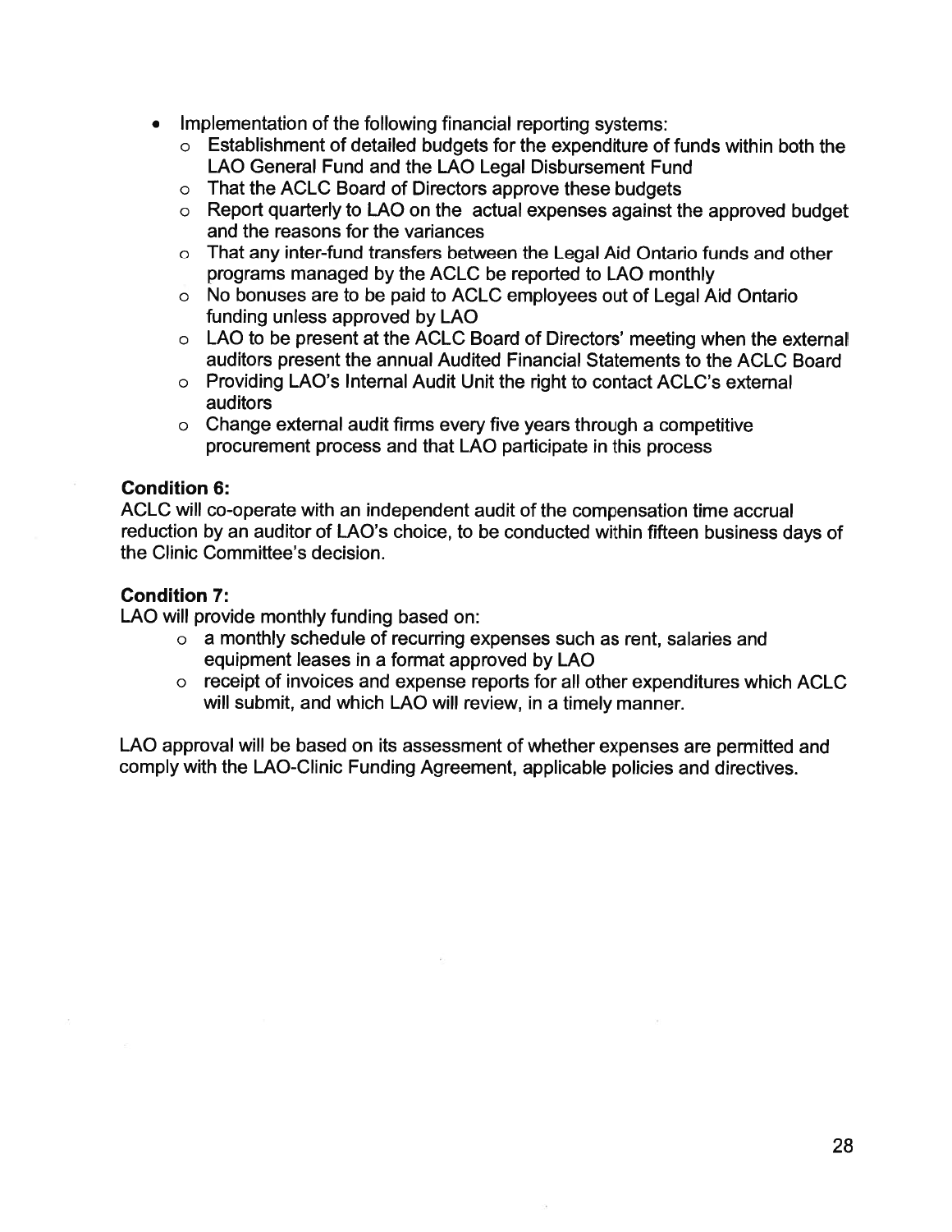- Implementation of the following financial reporting systems:
  - Establishment of detailed budgets for the expenditure of funds within both the LAO General Fund and the LAO Legal Disbursement Fund
  - That the ACLC Board of Directors approve these budgets
  - Report quarterly to LAO on the actual expenses against the approved budget and the reasons for the variances
  - That any inter-fund transfers between the Legal Aid Ontario funds and other programs managed by the ACLC be reported to LAO monthly
  - No bonuses are to be paid to ACLC employees out of Legal Aid Ontario funding unless approved by LAO
  - LAO to be present at the ACLC Board of Directors' meeting when the external auditors present the annual Audited Financial Statements to the ACLC Board
  - Providing LAO's Internal Audit Unit the right to contact ACLC's external auditors
  - Change external audit firms every five years through a competitive procurement process and that LAO participate in this process

**Condition 6:**
ACLC will co-operate with an independent audit of the compensation time accrual reduction by an auditor of LAO's choice, to be conducted within fifteen business days of the Clinic Committee's decision.

**Condition 7:**
LAO will provide monthly funding based on:

- a monthly schedule of recurring expenses such as rent, salaries and equipment leases in a format approved by LAO
- receipt of invoices and expense reports for all other expenditures which ACLC will submit, and which LAO will review, in a timely manner.

LAO approval will be based on its assessment of whether expenses are permitted and comply with the LAO-Clinic Funding Agreement, applicable policies and directives.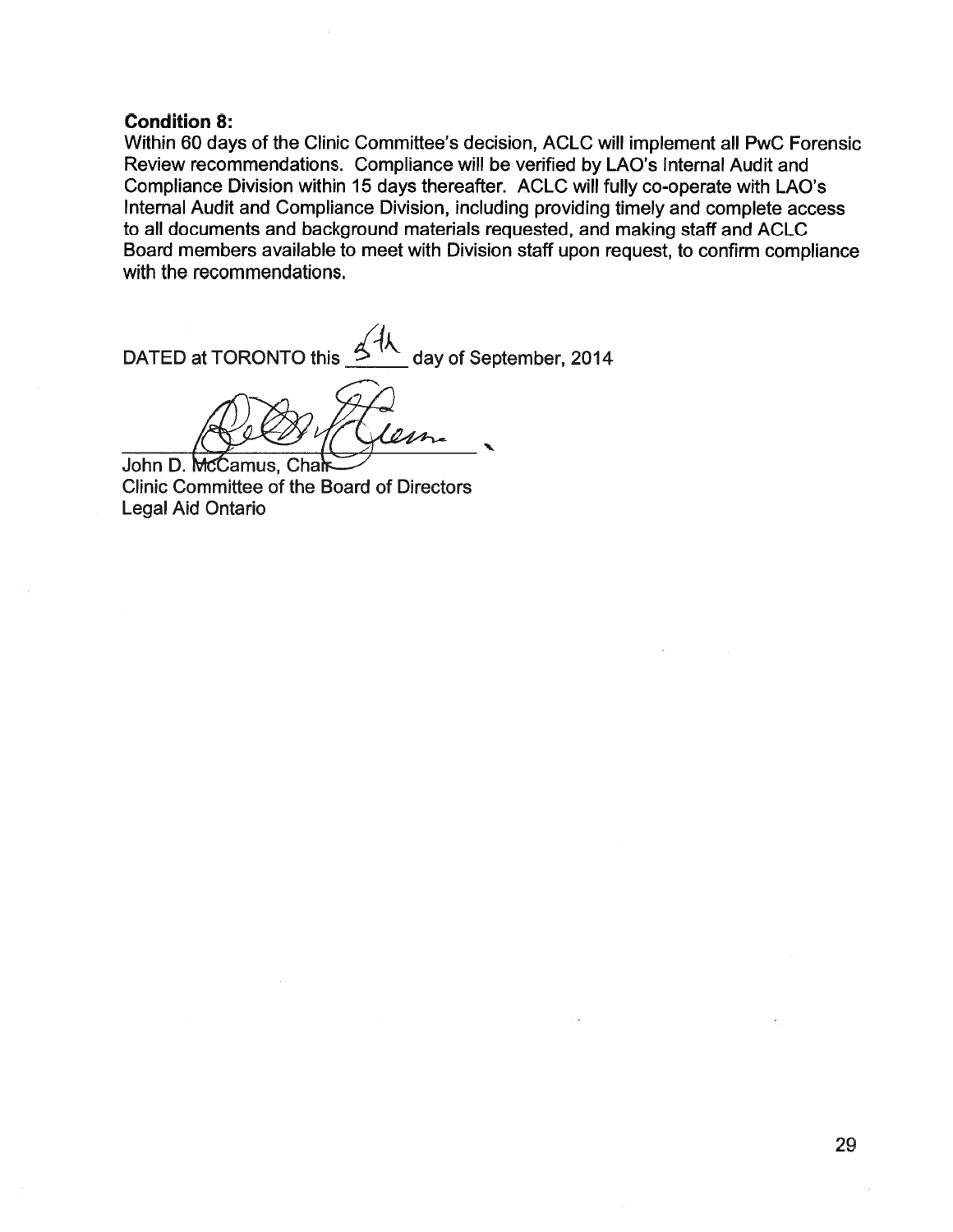**Condition 8:**

Within 60 days of the Clinic Committee's decision, ACLC will implement all PwC Forensic Review recommendations. Compliance will be verified by LAO's Internal Audit and Compliance Division within 15 days thereafter. ACLC will fully co-operate with LAO's Internal Audit and Compliance Division, including providing timely and complete access to all documents and background materials requested, and making staff and ACLC Board members available to meet with Division staff upon request, to confirm compliance with the recommendations.

DATED at TORONTO this 5th day of September, 2014

John D. McCamus, Chair
Clinic Committee of the Board of Directors
Legal Aid Ontario